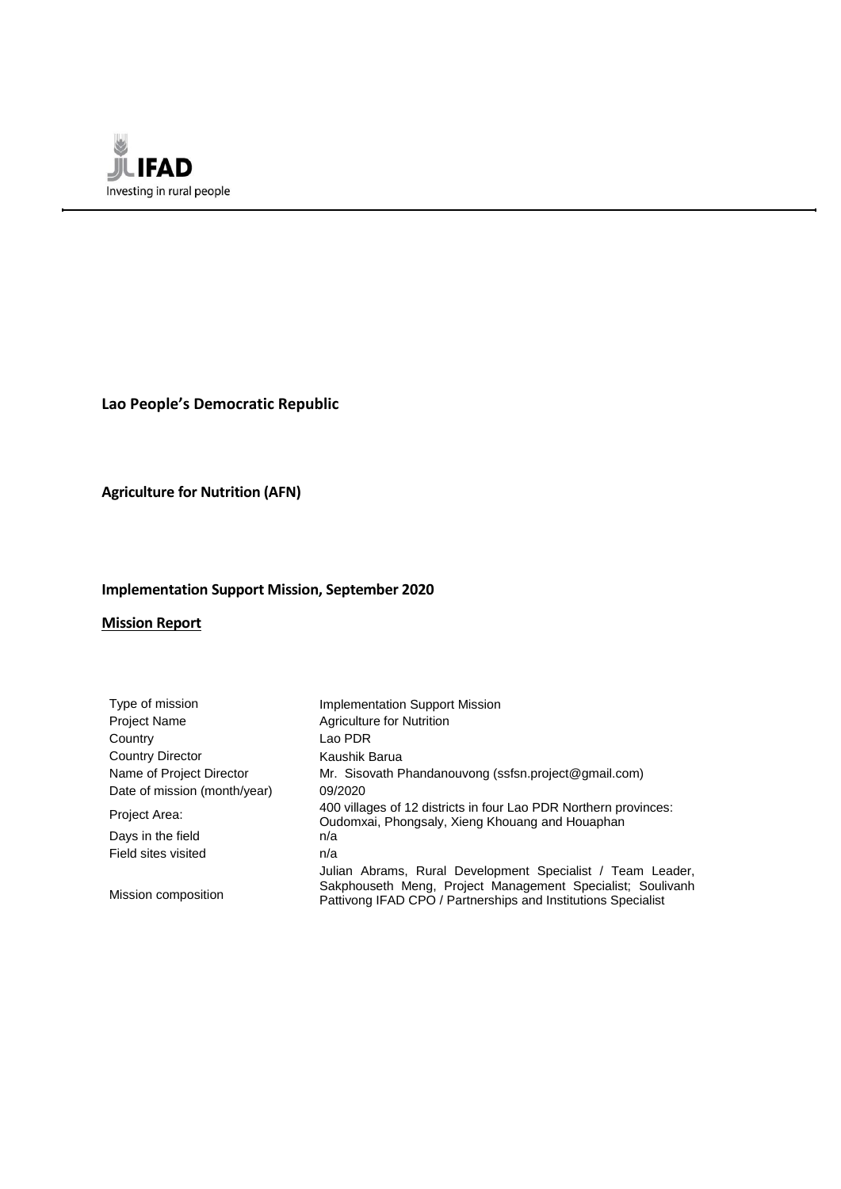IFAD
Investing in rural people

**Lao People's Democratic Republic**

**Agriculture for Nutrition (AFN)**

**Implementation Support Mission, September 2020**

**<u>Mission Report</u>**

| | |
|---|---|
| Type of mission | Implementation Support Mission |
| Project Name | Agriculture for Nutrition |
| Country | Lao PDR |
| Country Director | Kaushik Barua |
| Name of Project Director | Mr. Sisovath Phandanouvong (ssfsn.project@gmail.com) |
| Date of mission (month/year) | 09/2020 |
| Project Area: | 400 villages of 12 districts in four Lao PDR Northern provinces: Oudomxai, Phongsaly, Xieng Khouang and Houaphan |
| Days in the field | n/a |
| Field sites visited | n/a |
| Mission composition | Julian Abrams, Rural Development Specialist / Team Leader, Sakphouseth Meng, Project Management Specialist; Soulivanh Pattivong IFAD CPO / Partnerships and Institutions Specialist |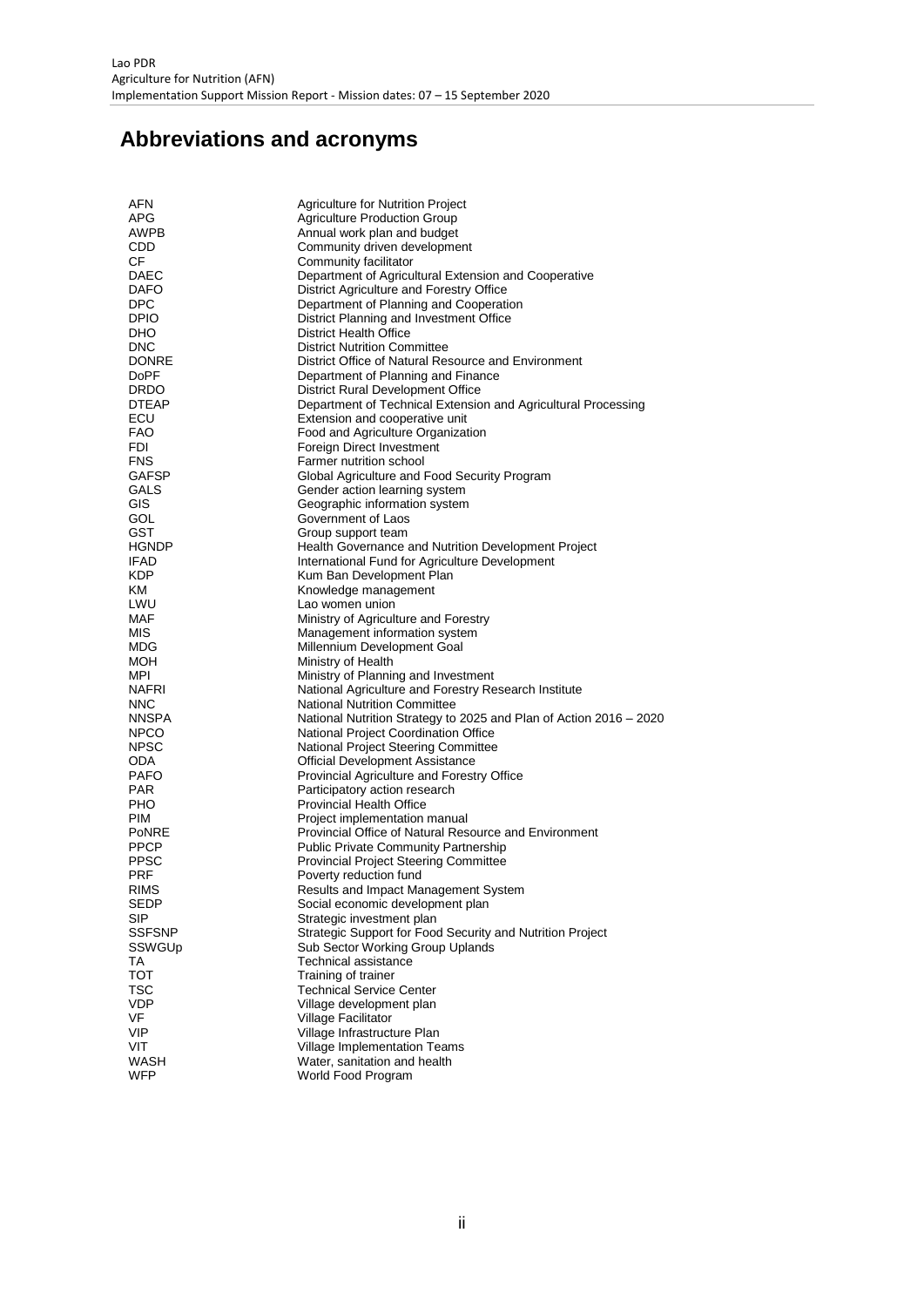# Abbreviations and acronyms

| | |
|---|---|
| AFN | Agriculture for Nutrition Project |
| APG | Agriculture Production Group |
| AWPB | Annual work plan and budget |
| CDD | Community driven development |
| CF | Community facilitator |
| DAEC | Department of Agricultural Extension and Cooperative |
| DAFO | District Agriculture and Forestry Office |
| DPC | Department of Planning and Cooperation |
| DPIO | District Planning and Investment Office |
| DHO | District Health Office |
| DNC | District Nutrition Committee |
| DONRE | District Office of Natural Resource and Environment |
| DoPF | Department of Planning and Finance |
| DRDO | District Rural Development Office |
| DTEAP | Department of Technical Extension and Agricultural Processing |
| ECU | Extension and cooperative unit |
| FAO | Food and Agriculture Organization |
| FDI | Foreign Direct Investment |
| FNS | Farmer nutrition school |
| GAFSP | Global Agriculture and Food Security Program |
| GALS | Gender action learning system |
| GIS | Geographic information system |
| GOL | Government of Laos |
| GST | Group support team |
| HGNDP | Health Governance and Nutrition Development Project |
| IFAD | International Fund for Agriculture Development |
| KDP | Kum Ban Development Plan |
| KM | Knowledge management |
| LWU | Lao women union |
| MAF | Ministry of Agriculture and Forestry |
| MIS | Management information system |
| MDG | Millennium Development Goal |
| MOH | Ministry of Health |
| MPI | Ministry of Planning and Investment |
| NAFRI | National Agriculture and Forestry Research Institute |
| NNC | National Nutrition Committee |
| NNSPA | National Nutrition Strategy to 2025 and Plan of Action 2016 – 2020 |
| NPCO | National Project Coordination Office |
| NPSC | National Project Steering Committee |
| ODA | Official Development Assistance |
| PAFO | Provincial Agriculture and Forestry Office |
| PAR | Participatory action research |
| PHO | Provincial Health Office |
| PIM | Project implementation manual |
| PoNRE | Provincial Office of Natural Resource and Environment |
| PPCP | Public Private Community Partnership |
| PPSC | Provincial Project Steering Committee |
| PRF | Poverty reduction fund |
| RIMS | Results and Impact Management System |
| SEDP | Social economic development plan |
| SIP | Strategic investment plan |
| SSFSNP | Strategic Support for Food Security and Nutrition Project |
| SSWGUp | Sub Sector Working Group Uplands |
| TA | Technical assistance |
| TOT | Training of trainer |
| TSC | Technical Service Center |
| VDP | Village development plan |
| VF | Village Facilitator |
| VIP | Village Infrastructure Plan |
| VIT | Village Implementation Teams |
| WASH | Water, sanitation and health |
| WFP | World Food Program |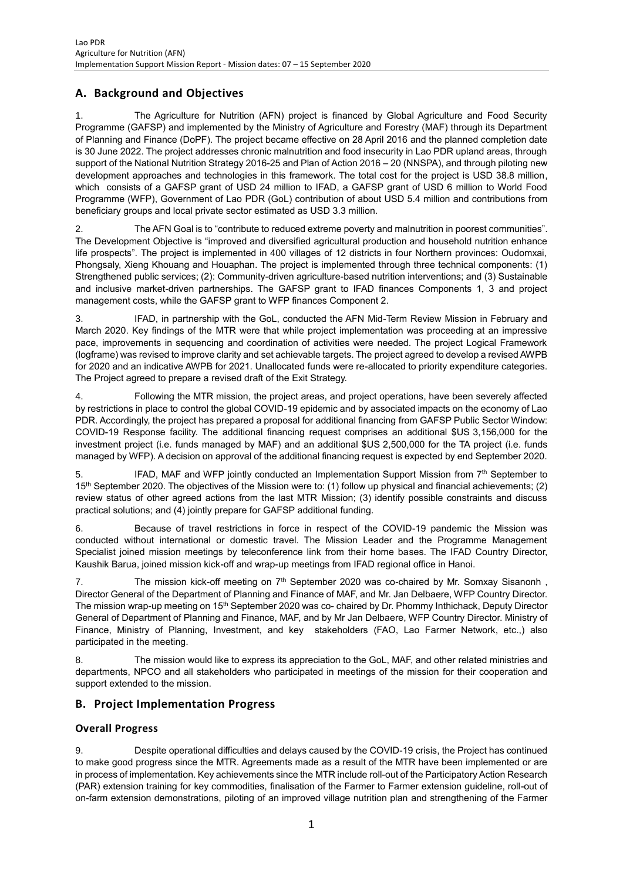## A. Background and Objectives

1. The Agriculture for Nutrition (AFN) project is financed by Global Agriculture and Food Security Programme (GAFSP) and implemented by the Ministry of Agriculture and Forestry (MAF) through its Department of Planning and Finance (DoPF). The project became effective on 28 April 2016 and the planned completion date is 30 June 2022. The project addresses chronic malnutrition and food insecurity in Lao PDR upland areas, through support of the National Nutrition Strategy 2016-25 and Plan of Action 2016 – 20 (NNSPA), and through piloting new development approaches and technologies in this framework. The total cost for the project is USD 38.8 million, which consists of a GAFSP grant of USD 24 million to IFAD, a GAFSP grant of USD 6 million to World Food Programme (WFP), Government of Lao PDR (GoL) contribution of about USD 5.4 million and contributions from beneficiary groups and local private sector estimated as USD 3.3 million.

2. The AFN Goal is to "contribute to reduced extreme poverty and malnutrition in poorest communities". The Development Objective is "improved and diversified agricultural production and household nutrition enhance life prospects". The project is implemented in 400 villages of 12 districts in four Northern provinces: Oudomxai, Phongsaly, Xieng Khouang and Houaphan. The project is implemented through three technical components: (1) Strengthened public services; (2): Community-driven agriculture-based nutrition interventions; and (3) Sustainable and inclusive market-driven partnerships. The GAFSP grant to IFAD finances Components 1, 3 and project management costs, while the GAFSP grant to WFP finances Component 2.

3. IFAD, in partnership with the GoL, conducted the AFN Mid-Term Review Mission in February and March 2020. Key findings of the MTR were that while project implementation was proceeding at an impressive pace, improvements in sequencing and coordination of activities were needed. The project Logical Framework (logframe) was revised to improve clarity and set achievable targets. The project agreed to develop a revised AWPB for 2020 and an indicative AWPB for 2021. Unallocated funds were re-allocated to priority expenditure categories. The Project agreed to prepare a revised draft of the Exit Strategy.

4. Following the MTR mission, the project areas, and project operations, have been severely affected by restrictions in place to control the global COVID-19 epidemic and by associated impacts on the economy of Lao PDR. Accordingly, the project has prepared a proposal for additional financing from GAFSP Public Sector Window: COVID-19 Response facility. The additional financing request comprises an additional $US 3,156,000 for the investment project (i.e. funds managed by MAF) and an additional $US 2,500,000 for the TA project (i.e. funds managed by WFP). A decision on approval of the additional financing request is expected by end September 2020.

5. IFAD, MAF and WFP jointly conducted an Implementation Support Mission from 7th September to 15th September 2020. The objectives of the Mission were to: (1) follow up physical and financial achievements; (2) review status of other agreed actions from the last MTR Mission; (3) identify possible constraints and discuss practical solutions; and (4) jointly prepare for GAFSP additional funding.

6. Because of travel restrictions in force in respect of the COVID-19 pandemic the Mission was conducted without international or domestic travel. The Mission Leader and the Programme Management Specialist joined mission meetings by teleconference link from their home bases. The IFAD Country Director, Kaushik Barua, joined mission kick-off and wrap-up meetings from IFAD regional office in Hanoi.

7. The mission kick-off meeting on 7th September 2020 was co-chaired by Mr. Somxay Sisanonh , Director General of the Department of Planning and Finance of MAF, and Mr. Jan Delbaere, WFP Country Director. The mission wrap-up meeting on 15th September 2020 was co- chaired by Dr. Phommy Inthichack, Deputy Director General of Department of Planning and Finance, MAF, and by Mr Jan Delbaere, WFP Country Director. Ministry of Finance, Ministry of Planning, Investment, and key stakeholders (FAO, Lao Farmer Network, etc.,) also participated in the meeting.

8. The mission would like to express its appreciation to the GoL, MAF, and other related ministries and departments, NPCO and all stakeholders who participated in meetings of the mission for their cooperation and support extended to the mission.

## B. Project Implementation Progress

### Overall Progress

9. Despite operational difficulties and delays caused by the COVID-19 crisis, the Project has continued to make good progress since the MTR. Agreements made as a result of the MTR have been implemented or are in process of implementation. Key achievements since the MTR include roll-out of the Participatory Action Research (PAR) extension training for key commodities, finalisation of the Farmer to Farmer extension guideline, roll-out of on-farm extension demonstrations, piloting of an improved village nutrition plan and strengthening of the Farmer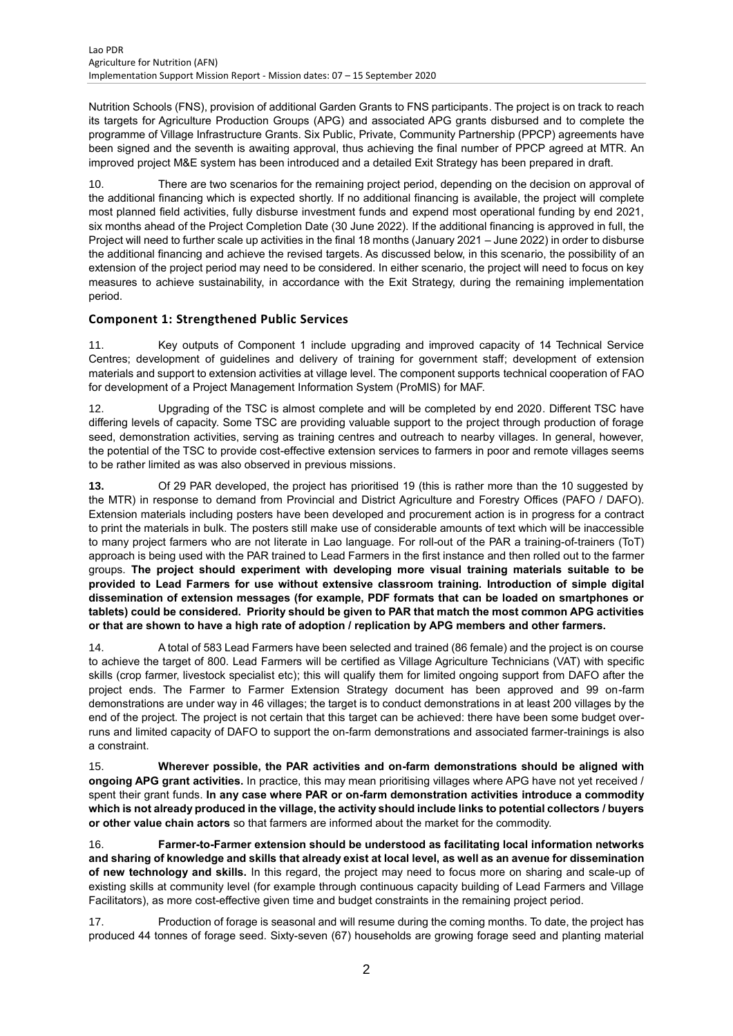Nutrition Schools (FNS), provision of additional Garden Grants to FNS participants. The project is on track to reach its targets for Agriculture Production Groups (APG) and associated APG grants disbursed and to complete the programme of Village Infrastructure Grants. Six Public, Private, Community Partnership (PPCP) agreements have been signed and the seventh is awaiting approval, thus achieving the final number of PPCP agreed at MTR. An improved project M&E system has been introduced and a detailed Exit Strategy has been prepared in draft.

10. There are two scenarios for the remaining project period, depending on the decision on approval of the additional financing which is expected shortly. If no additional financing is available, the project will complete most planned field activities, fully disburse investment funds and expend most operational funding by end 2021, six months ahead of the Project Completion Date (30 June 2022). If the additional financing is approved in full, the Project will need to further scale up activities in the final 18 months (January 2021 – June 2022) in order to disburse the additional financing and achieve the revised targets. As discussed below, in this scenario, the possibility of an extension of the project period may need to be considered. In either scenario, the project will need to focus on key measures to achieve sustainability, in accordance with the Exit Strategy, during the remaining implementation period.

### Component 1: Strengthened Public Services

11. Key outputs of Component 1 include upgrading and improved capacity of 14 Technical Service Centres; development of guidelines and delivery of training for government staff; development of extension materials and support to extension activities at village level. The component supports technical cooperation of FAO for development of a Project Management Information System (ProMIS) for MAF.

12. Upgrading of the TSC is almost complete and will be completed by end 2020. Different TSC have differing levels of capacity. Some TSC are providing valuable support to the project through production of forage seed, demonstration activities, serving as training centres and outreach to nearby villages. In general, however, the potential of the TSC to provide cost-effective extension services to farmers in poor and remote villages seems to be rather limited as was also observed in previous missions.

**13.** Of 29 PAR developed, the project has prioritised 19 (this is rather more than the 10 suggested by the MTR) in response to demand from Provincial and District Agriculture and Forestry Offices (PAFO / DAFO). Extension materials including posters have been developed and procurement action is in progress for a contract to print the materials in bulk. The posters still make use of considerable amounts of text which will be inaccessible to many project farmers who are not literate in Lao language. For roll-out of the PAR a training-of-trainers (ToT) approach is being used with the PAR trained to Lead Farmers in the first instance and then rolled out to the farmer groups. **The project should experiment with developing more visual training materials suitable to be provided to Lead Farmers for use without extensive classroom training. Introduction of simple digital dissemination of extension messages (for example, PDF formats that can be loaded on smartphones or tablets) could be considered. Priority should be given to PAR that match the most common APG activities or that are shown to have a high rate of adoption / replication by APG members and other farmers.**

14. A total of 583 Lead Farmers have been selected and trained (86 female) and the project is on course to achieve the target of 800. Lead Farmers will be certified as Village Agriculture Technicians (VAT) with specific skills (crop farmer, livestock specialist etc); this will qualify them for limited ongoing support from DAFO after the project ends. The Farmer to Farmer Extension Strategy document has been approved and 99 on-farm demonstrations are under way in 46 villages; the target is to conduct demonstrations in at least 200 villages by the end of the project. The project is not certain that this target can be achieved: there have been some budget over-runs and limited capacity of DAFO to support the on-farm demonstrations and associated farmer-trainings is also a constraint.

15. **Wherever possible, the PAR activities and on-farm demonstrations should be aligned with ongoing APG grant activities.** In practice, this may mean prioritising villages where APG have not yet received / spent their grant funds. **In any case where PAR or on-farm demonstration activities introduce a commodity which is not already produced in the village, the activity should include links to potential collectors / buyers or other value chain actors** so that farmers are informed about the market for the commodity.

16. **Farmer-to-Farmer extension should be understood as facilitating local information networks and sharing of knowledge and skills that already exist at local level, as well as an avenue for dissemination of new technology and skills.** In this regard, the project may need to focus more on sharing and scale-up of existing skills at community level (for example through continuous capacity building of Lead Farmers and Village Facilitators), as more cost-effective given time and budget constraints in the remaining project period.

17. Production of forage is seasonal and will resume during the coming months. To date, the project has produced 44 tonnes of forage seed. Sixty-seven (67) households are growing forage seed and planting material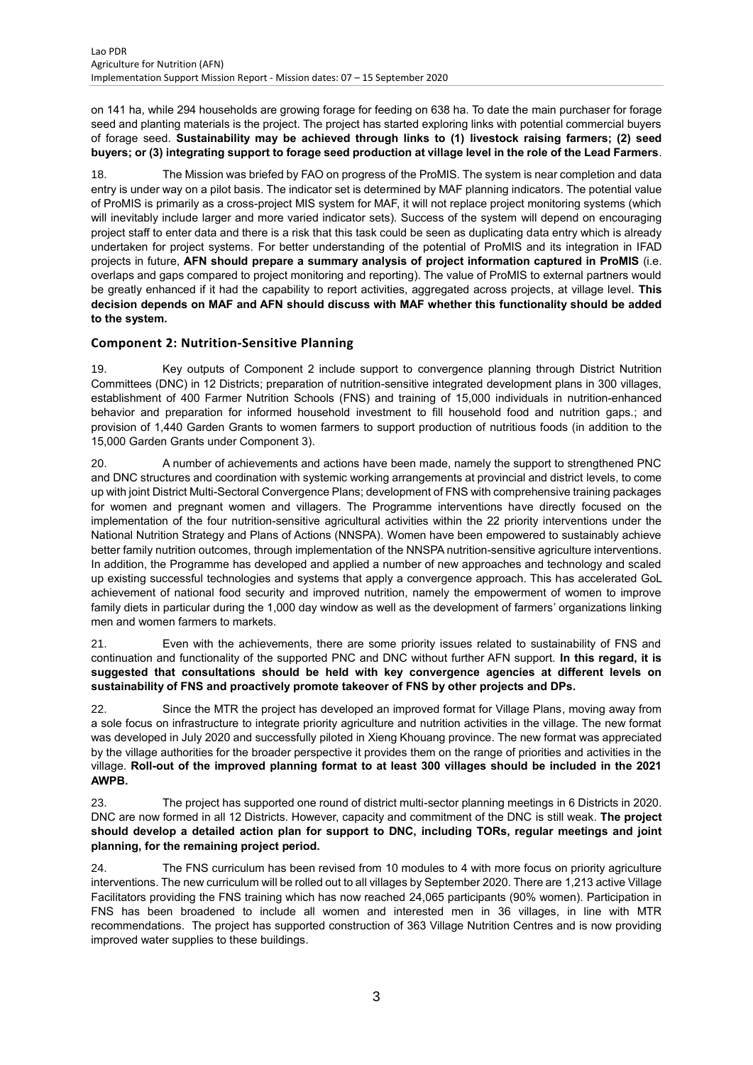on 141 ha, while 294 households are growing forage for feeding on 638 ha. To date the main purchaser for forage seed and planting materials is the project. The project has started exploring links with potential commercial buyers of forage seed. **Sustainability may be achieved through links to (1) livestock raising farmers; (2) seed buyers; or (3) integrating support to forage seed production at village level in the role of the Lead Farmers**.

18. The Mission was briefed by FAO on progress of the ProMIS. The system is near completion and data entry is under way on a pilot basis. The indicator set is determined by MAF planning indicators. The potential value of ProMIS is primarily as a cross-project MIS system for MAF, it will not replace project monitoring systems (which will inevitably include larger and more varied indicator sets). Success of the system will depend on encouraging project staff to enter data and there is a risk that this task could be seen as duplicating data entry which is already undertaken for project systems. For better understanding of the potential of ProMIS and its integration in IFAD projects in future, **AFN should prepare a summary analysis of project information captured in ProMIS** (i.e. overlaps and gaps compared to project monitoring and reporting). The value of ProMIS to external partners would be greatly enhanced if it had the capability to report activities, aggregated across projects, at village level. **This decision depends on MAF and AFN should discuss with MAF whether this functionality should be added to the system.**

### Component 2: Nutrition-Sensitive Planning

19. Key outputs of Component 2 include support to convergence planning through District Nutrition Committees (DNC) in 12 Districts; preparation of nutrition-sensitive integrated development plans in 300 villages, establishment of 400 Farmer Nutrition Schools (FNS) and training of 15,000 individuals in nutrition-enhanced behavior and preparation for informed household investment to fill household food and nutrition gaps.; and provision of 1,440 Garden Grants to women farmers to support production of nutritious foods (in addition to the 15,000 Garden Grants under Component 3).

20. A number of achievements and actions have been made, namely the support to strengthened PNC and DNC structures and coordination with systemic working arrangements at provincial and district levels, to come up with joint District Multi-Sectoral Convergence Plans; development of FNS with comprehensive training packages for women and pregnant women and villagers. The Programme interventions have directly focused on the implementation of the four nutrition-sensitive agricultural activities within the 22 priority interventions under the National Nutrition Strategy and Plans of Actions (NNSPA). Women have been empowered to sustainably achieve better family nutrition outcomes, through implementation of the NNSPA nutrition-sensitive agriculture interventions. In addition, the Programme has developed and applied a number of new approaches and technology and scaled up existing successful technologies and systems that apply a convergence approach. This has accelerated GoL achievement of national food security and improved nutrition, namely the empowerment of women to improve family diets in particular during the 1,000 day window as well as the development of farmers' organizations linking men and women farmers to markets.

21. Even with the achievements, there are some priority issues related to sustainability of FNS and continuation and functionality of the supported PNC and DNC without further AFN support. **In this regard, it is suggested that consultations should be held with key convergence agencies at different levels on sustainability of FNS and proactively promote takeover of FNS by other projects and DPs.**

22. Since the MTR the project has developed an improved format for Village Plans, moving away from a sole focus on infrastructure to integrate priority agriculture and nutrition activities in the village. The new format was developed in July 2020 and successfully piloted in Xieng Khouang province. The new format was appreciated by the village authorities for the broader perspective it provides them on the range of priorities and activities in the village. **Roll-out of the improved planning format to at least 300 villages should be included in the 2021 AWPB.**

23. The project has supported one round of district multi-sector planning meetings in 6 Districts in 2020. DNC are now formed in all 12 Districts. However, capacity and commitment of the DNC is still weak. **The project should develop a detailed action plan for support to DNC, including TORs, regular meetings and joint planning, for the remaining project period.**

24. The FNS curriculum has been revised from 10 modules to 4 with more focus on priority agriculture interventions. The new curriculum will be rolled out to all villages by September 2020. There are 1,213 active Village Facilitators providing the FNS training which has now reached 24,065 participants (90% women). Participation in FNS has been broadened to include all women and interested men in 36 villages, in line with MTR recommendations. The project has supported construction of 363 Village Nutrition Centres and is now providing improved water supplies to these buildings.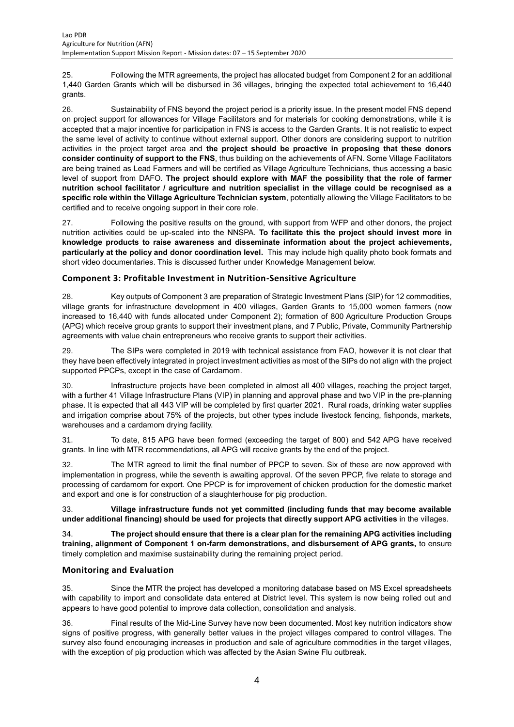25. Following the MTR agreements, the project has allocated budget from Component 2 for an additional 1,440 Garden Grants which will be disbursed in 36 villages, bringing the expected total achievement to 16,440 grants.

26. Sustainability of FNS beyond the project period is a priority issue. In the present model FNS depend on project support for allowances for Village Facilitators and for materials for cooking demonstrations, while it is accepted that a major incentive for participation in FNS is access to the Garden Grants. It is not realistic to expect the same level of activity to continue without external support. Other donors are considering support to nutrition activities in the project target area and **the project should be proactive in proposing that these donors consider continuity of support to the FNS**, thus building on the achievements of AFN. Some Village Facilitators are being trained as Lead Farmers and will be certified as Village Agriculture Technicians, thus accessing a basic level of support from DAFO. **The project should explore with MAF the possibility that the role of farmer nutrition school facilitator / agriculture and nutrition specialist in the village could be recognised as a specific role within the Village Agriculture Technician system**, potentially allowing the Village Facilitators to be certified and to receive ongoing support in their core role.

27. Following the positive results on the ground, with support from WFP and other donors, the project nutrition activities could be up-scaled into the NNSPA. **To facilitate this the project should invest more in knowledge products to raise awareness and disseminate information about the project achievements, particularly at the policy and donor coordination level.** This may include high quality photo book formats and short video documentaries. This is discussed further under Knowledge Management below.

## Component 3: Profitable Investment in Nutrition-Sensitive Agriculture

28. Key outputs of Component 3 are preparation of Strategic Investment Plans (SIP) for 12 commodities, village grants for infrastructure development in 400 villages, Garden Grants to 15,000 women farmers (now increased to 16,440 with funds allocated under Component 2); formation of 800 Agriculture Production Groups (APG) which receive group grants to support their investment plans, and 7 Public, Private, Community Partnership agreements with value chain entrepreneurs who receive grants to support their activities.

29. The SIPs were completed in 2019 with technical assistance from FAO, however it is not clear that they have been effectively integrated in project investment activities as most of the SIPs do not align with the project supported PPCPs, except in the case of Cardamom.

30. Infrastructure projects have been completed in almost all 400 villages, reaching the project target, with a further 41 Village Infrastructure Plans (VIP) in planning and approval phase and two VIP in the pre-planning phase. It is expected that all 443 VIP will be completed by first quarter 2021. Rural roads, drinking water supplies and irrigation comprise about 75% of the projects, but other types include livestock fencing, fishponds, markets, warehouses and a cardamom drying facility.

31. To date, 815 APG have been formed (exceeding the target of 800) and 542 APG have received grants. In line with MTR recommendations, all APG will receive grants by the end of the project.

32. The MTR agreed to limit the final number of PPCP to seven. Six of these are now approved with implementation in progress, while the seventh is awaiting approval. Of the seven PPCP, five relate to storage and processing of cardamom for export. One PPCP is for improvement of chicken production for the domestic market and export and one is for construction of a slaughterhouse for pig production.

33. **Village infrastructure funds not yet committed (including funds that may become available under additional financing) should be used for projects that directly support APG activities** in the villages.

34. **The project should ensure that there is a clear plan for the remaining APG activities including training, alignment of Component 1 on-farm demonstrations, and disbursement of APG grants,** to ensure timely completion and maximise sustainability during the remaining project period.

## Monitoring and Evaluation

35. Since the MTR the project has developed a monitoring database based on MS Excel spreadsheets with capability to import and consolidate data entered at District level. This system is now being rolled out and appears to have good potential to improve data collection, consolidation and analysis.

36. Final results of the Mid-Line Survey have now been documented. Most key nutrition indicators show signs of positive progress, with generally better values in the project villages compared to control villages. The survey also found encouraging increases in production and sale of agriculture commodities in the target villages, with the exception of pig production which was affected by the Asian Swine Flu outbreak.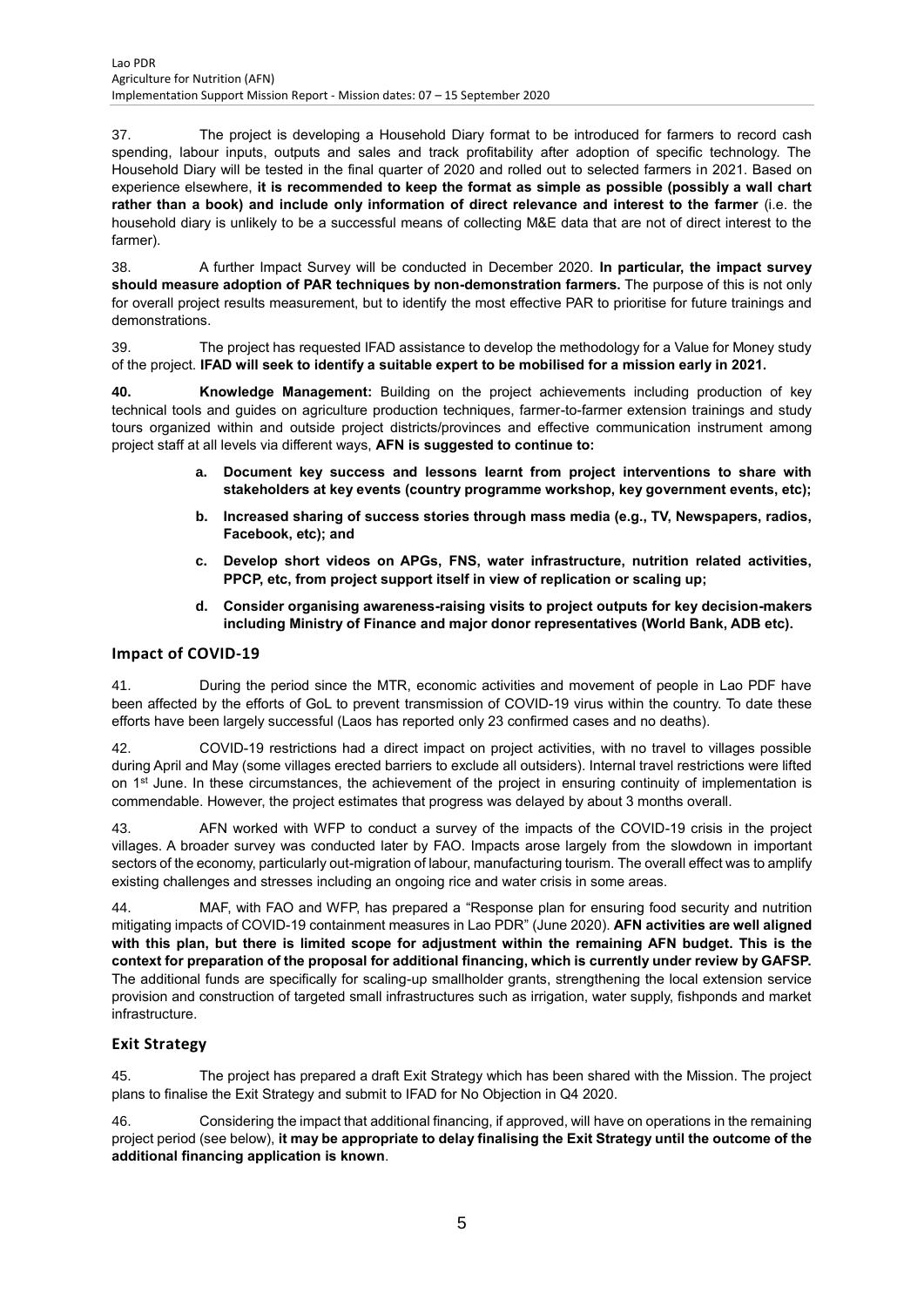37. The project is developing a Household Diary format to be introduced for farmers to record cash spending, labour inputs, outputs and sales and track profitability after adoption of specific technology. The Household Diary will be tested in the final quarter of 2020 and rolled out to selected farmers in 2021. Based on experience elsewhere, **it is recommended to keep the format as simple as possible (possibly a wall chart rather than a book) and include only information of direct relevance and interest to the farmer** (i.e. the household diary is unlikely to be a successful means of collecting M&E data that are not of direct interest to the farmer).

38. A further Impact Survey will be conducted in December 2020. **In particular, the impact survey should measure adoption of PAR techniques by non-demonstration farmers.** The purpose of this is not only for overall project results measurement, but to identify the most effective PAR to prioritise for future trainings and demonstrations.

39. The project has requested IFAD assistance to develop the methodology for a Value for Money study of the project. **IFAD will seek to identify a suitable expert to be mobilised for a mission early in 2021.**

**40. Knowledge Management:** Building on the project achievements including production of key technical tools and guides on agriculture production techniques, farmer-to-farmer extension trainings and study tours organized within and outside project districts/provinces and effective communication instrument among project staff at all levels via different ways, **AFN is suggested to continue to:**

- **a. Document key success and lessons learnt from project interventions to share with stakeholders at key events (country programme workshop, key government events, etc);**
- **b. Increased sharing of success stories through mass media (e.g., TV, Newspapers, radios, Facebook, etc); and**
- **c. Develop short videos on APGs, FNS, water infrastructure, nutrition related activities, PPCP, etc, from project support itself in view of replication or scaling up;**
- **d. Consider organising awareness-raising visits to project outputs for key decision-makers including Ministry of Finance and major donor representatives (World Bank, ADB etc).**

## Impact of COVID-19

41. During the period since the MTR, economic activities and movement of people in Lao PDF have been affected by the efforts of GoL to prevent transmission of COVID-19 virus within the country. To date these efforts have been largely successful (Laos has reported only 23 confirmed cases and no deaths).

42. COVID-19 restrictions had a direct impact on project activities, with no travel to villages possible during April and May (some villages erected barriers to exclude all outsiders). Internal travel restrictions were lifted on 1st June. In these circumstances, the achievement of the project in ensuring continuity of implementation is commendable. However, the project estimates that progress was delayed by about 3 months overall.

43. AFN worked with WFP to conduct a survey of the impacts of the COVID-19 crisis in the project villages. A broader survey was conducted later by FAO. Impacts arose largely from the slowdown in important sectors of the economy, particularly out-migration of labour, manufacturing tourism. The overall effect was to amplify existing challenges and stresses including an ongoing rice and water crisis in some areas.

44. MAF, with FAO and WFP, has prepared a "Response plan for ensuring food security and nutrition mitigating impacts of COVID-19 containment measures in Lao PDR" (June 2020). **AFN activities are well aligned with this plan, but there is limited scope for adjustment within the remaining AFN budget. This is the context for preparation of the proposal for additional financing, which is currently under review by GAFSP.** The additional funds are specifically for scaling-up smallholder grants, strengthening the local extension service provision and construction of targeted small infrastructures such as irrigation, water supply, fishponds and market infrastructure.

## Exit Strategy

45. The project has prepared a draft Exit Strategy which has been shared with the Mission. The project plans to finalise the Exit Strategy and submit to IFAD for No Objection in Q4 2020.

46. Considering the impact that additional financing, if approved, will have on operations in the remaining project period (see below), **it may be appropriate to delay finalising the Exit Strategy until the outcome of the additional financing application is known**.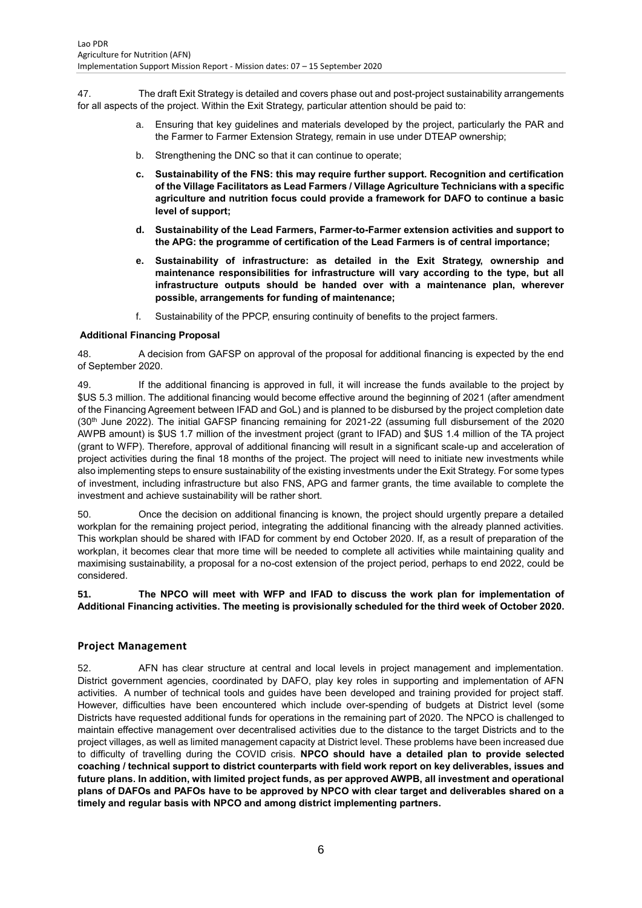47. The draft Exit Strategy is detailed and covers phase out and post-project sustainability arrangements for all aspects of the project. Within the Exit Strategy, particular attention should be paid to:

a. Ensuring that key guidelines and materials developed by the project, particularly the PAR and the Farmer to Farmer Extension Strategy, remain in use under DTEAP ownership;

b. Strengthening the DNC so that it can continue to operate;

c. **Sustainability of the FNS: this may require further support. Recognition and certification of the Village Facilitators as Lead Farmers / Village Agriculture Technicians with a specific agriculture and nutrition focus could provide a framework for DAFO to continue a basic level of support;**

d. **Sustainability of the Lead Farmers, Farmer-to-Farmer extension activities and support to the APG: the programme of certification of the Lead Farmers is of central importance;**

e. **Sustainability of infrastructure: as detailed in the Exit Strategy, ownership and maintenance responsibilities for infrastructure will vary according to the type, but all infrastructure outputs should be handed over with a maintenance plan, wherever possible, arrangements for funding of maintenance;**

f. Sustainability of the PPCP, ensuring continuity of benefits to the project farmers.

**Additional Financing Proposal**

48. A decision from GAFSP on approval of the proposal for additional financing is expected by the end of September 2020.

49. If the additional financing is approved in full, it will increase the funds available to the project by $US 5.3 million. The additional financing would become effective around the beginning of 2021 (after amendment of the Financing Agreement between IFAD and GoL) and is planned to be disbursed by the project completion date (30th June 2022). The initial GAFSP financing remaining for 2021-22 (assuming full disbursement of the 2020 AWPB amount) is $US 1.7 million of the investment project (grant to IFAD) and $US 1.4 million of the TA project (grant to WFP). Therefore, approval of additional financing will result in a significant scale-up and acceleration of project activities during the final 18 months of the project. The project will need to initiate new investments while also implementing steps to ensure sustainability of the existing investments under the Exit Strategy. For some types of investment, including infrastructure but also FNS, APG and farmer grants, the time available to complete the investment and achieve sustainability will be rather short.

50. Once the decision on additional financing is known, the project should urgently prepare a detailed workplan for the remaining project period, integrating the additional financing with the already planned activities. This workplan should be shared with IFAD for comment by end October 2020. If, as a result of preparation of the workplan, it becomes clear that more time will be needed to complete all activities while maintaining quality and maximising sustainability, a proposal for a no-cost extension of the project period, perhaps to end 2022, could be considered.

**51. The NPCO will meet with WFP and IFAD to discuss the work plan for implementation of Additional Financing activities. The meeting is provisionally scheduled for the third week of October 2020.**

## Project Management

52. AFN has clear structure at central and local levels in project management and implementation. District government agencies, coordinated by DAFO, play key roles in supporting and implementation of AFN activities. A number of technical tools and guides have been developed and training provided for project staff. However, difficulties have been encountered which include over-spending of budgets at District level (some Districts have requested additional funds for operations in the remaining part of 2020. The NPCO is challenged to maintain effective management over decentralised activities due to the distance to the target Districts and to the project villages, as well as limited management capacity at District level. These problems have been increased due to difficulty of travelling during the COVID crisis. **NPCO should have a detailed plan to provide selected coaching / technical support to district counterparts with field work report on key deliverables, issues and future plans. In addition, with limited project funds, as per approved AWPB, all investment and operational plans of DAFOs and PAFOs have to be approved by NPCO with clear target and deliverables shared on a timely and regular basis with NPCO and among district implementing partners.**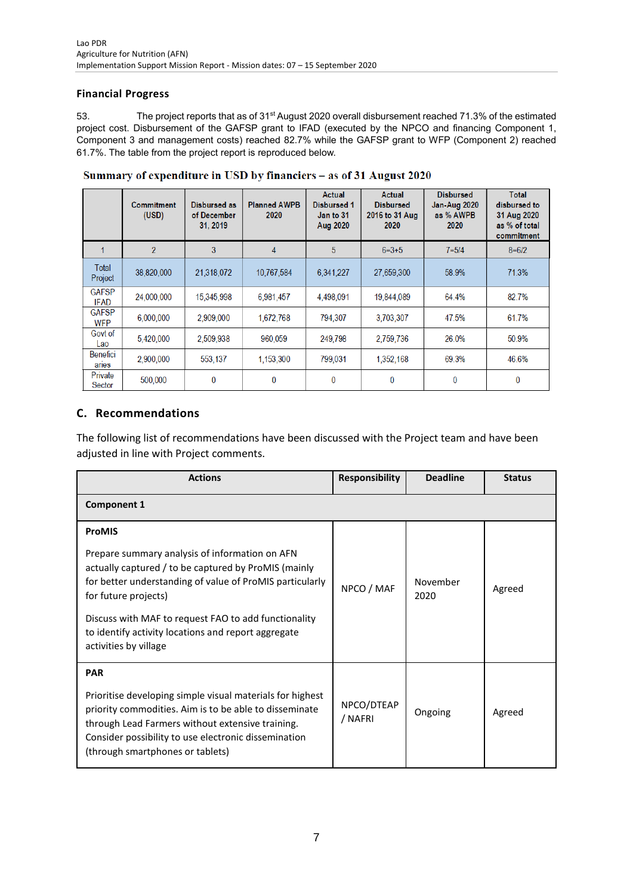## Financial Progress

53. The project reports that as of 31[st] August 2020 overall disbursement reached 71.3% of the estimated project cost. Disbursement of the GAFSP grant to IFAD (executed by the NPCO and financing Component 1, Component 3 and management costs) reached 82.7% while the GAFSP grant to WFP (Component 2) reached 61.7%. The table from the project report is reproduced below.

**Summary of expenditure in USD by financiers – as of 31 August 2020**

| | Commitment (USD) | Disbursed as of December 31, 2019 | Planned AWPB 2020 | Actual Disbursed 1 Jan to 31 Aug 2020 | Actual Disbursed 2016 to 31 Aug 2020 | Disbursed Jan-Aug 2020 as % AWPB 2020 | Total disbursed to 31 Aug 2020 as % of total commitment |
|---|---|---|---|---|---|---|---|
| 1 | 2 | 3 | 4 | 5 | 6=3+5 | 7=5/4 | 8=6/2 |
| Total Project | 38,820,000 | 21,318,072 | 10,767,584 | 6,341,227 | 27,659,300 | 58.9% | 71.3% |
| GAFSP IFAD | 24,000,000 | 15,345,998 | 6,981,457 | 4,498,091 | 19,844,089 | 64.4% | 82.7% |
| GAFSP WFP | 6,000,000 | 2,909,000 | 1,672,768 | 794,307 | 3,703,307 | 47.5% | 61.7% |
| Govt of Lao | 5,420,000 | 2,509,938 | 960,059 | 249,798 | 2,759,736 | 26.0% | 50.9% |
| Beneficiaries | 2,900,000 | 553,137 | 1,153,300 | 799,031 | 1,352,168 | 69.3% | 46.6% |
| Private Sector | 500,000 | 0 | 0 | 0 | 0 | 0 | 0 |

## C. Recommendations

The following list of recommendations have been discussed with the Project team and have been adjusted in line with Project comments.

| Actions | Responsibility | Deadline | Status |
|---|---|---|---|
| **Component 1** | | | |
| **ProMIS**<br><br>Prepare summary analysis of information on AFN actually captured / to be captured by ProMIS (mainly for better understanding of value of ProMIS particularly for future projects)<br><br>Discuss with MAF to request FAO to add functionality to identify activity locations and report aggregate activities by village | NPCO / MAF | November 2020 | Agreed |
| **PAR**<br><br>Prioritise developing simple visual materials for highest priority commodities. Aim is to be able to disseminate through Lead Farmers without extensive training. Consider possibility to use electronic dissemination (through smartphones or tablets) | NPCO/DTEAP / NAFRI | Ongoing | Agreed |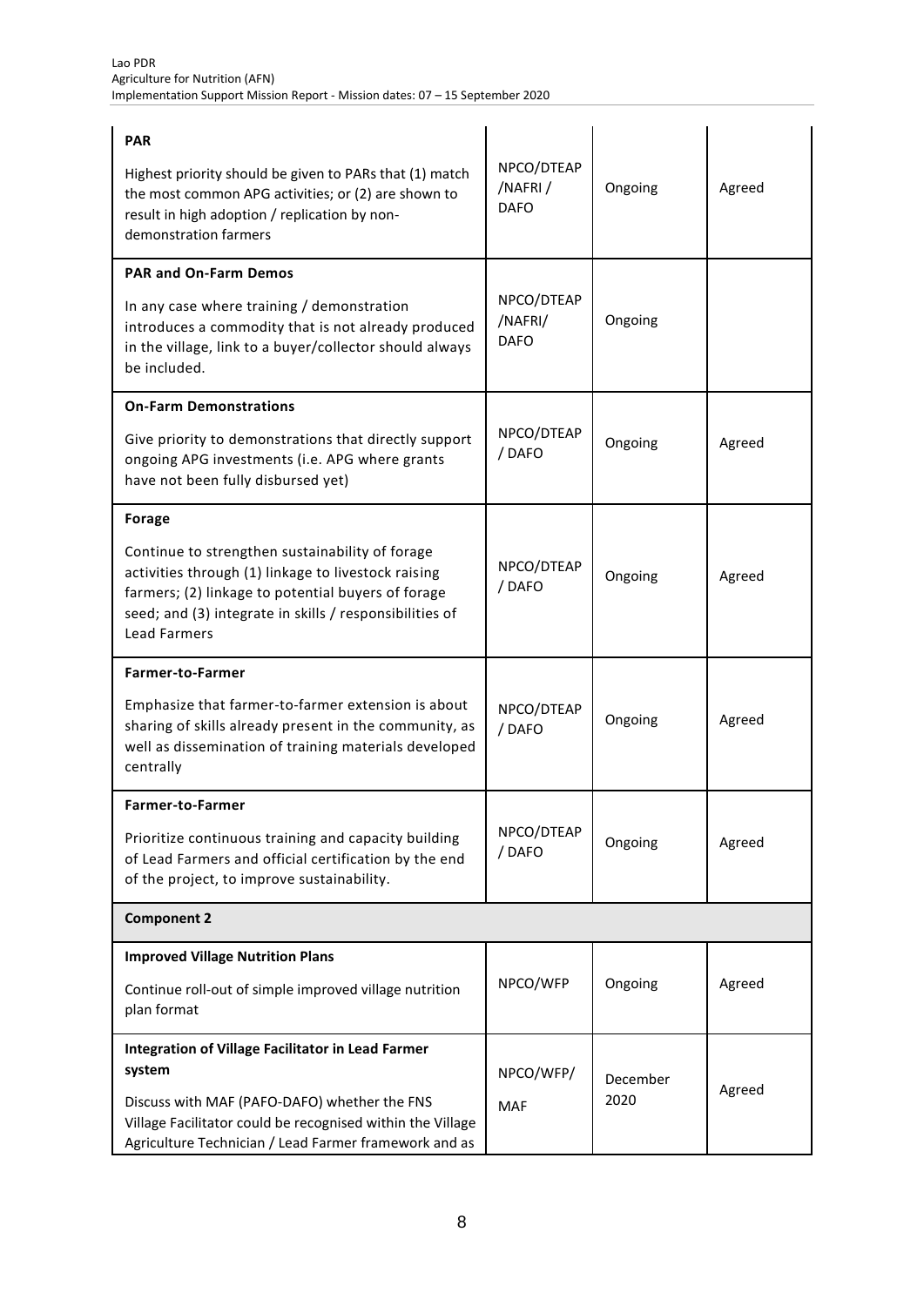| | | | |
|---|---|---|---|
| **PAR**<br><br>Highest priority should be given to PARs that (1) match the most common APG activities; or (2) are shown to result in high adoption / replication by non-demonstration farmers | NPCO/DTEAP /NAFRI / DAFO | Ongoing | Agreed |
| **PAR and On-Farm Demos**<br><br>In any case where training / demonstration introduces a commodity that is not already produced in the village, link to a buyer/collector should always be included. | NPCO/DTEAP /NAFRI/ DAFO | Ongoing | |
| **On-Farm Demonstrations**<br><br>Give priority to demonstrations that directly support ongoing APG investments (i.e. APG where grants have not been fully disbursed yet) | NPCO/DTEAP / DAFO | Ongoing | Agreed |
| **Forage**<br><br>Continue to strengthen sustainability of forage activities through (1) linkage to livestock raising farmers; (2) linkage to potential buyers of forage seed; and (3) integrate in skills / responsibilities of Lead Farmers | NPCO/DTEAP / DAFO | Ongoing | Agreed |
| **Farmer-to-Farmer**<br><br>Emphasize that farmer-to-farmer extension is about sharing of skills already present in the community, as well as dissemination of training materials developed centrally | NPCO/DTEAP / DAFO | Ongoing | Agreed |
| **Farmer-to-Farmer**<br><br>Prioritize continuous training and capacity building of Lead Farmers and official certification by the end of the project, to improve sustainability. | NPCO/DTEAP / DAFO | Ongoing | Agreed |
| **Component 2** | | | |
| **Improved Village Nutrition Plans**<br><br>Continue roll-out of simple improved village nutrition plan format | NPCO/WFP | Ongoing | Agreed |
| **Integration of Village Facilitator in Lead Farmer system**<br><br>Discuss with MAF (PAFO-DAFO) whether the FNS Village Facilitator could be recognised within the Village Agriculture Technician / Lead Farmer framework and as | NPCO/WFP/ MAF | December 2020 | Agreed |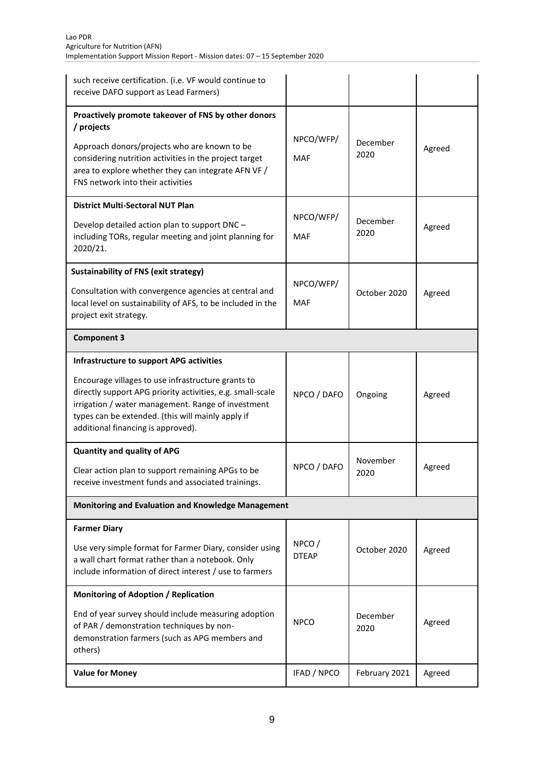| | | | |
|---|---|---|---|
| such receive certification. (i.e. VF would continue to receive DAFO support as Lead Farmers) | | | |
| **Proactively promote takeover of FNS by other donors / projects**<br><br>Approach donors/projects who are known to be considering nutrition activities in the project target area to explore whether they can integrate AFN VF / FNS network into their activities | NPCO/WFP/ MAF | December 2020 | Agreed |
| **District Multi-Sectoral NUT Plan**<br><br>Develop detailed action plan to support DNC – including TORs, regular meeting and joint planning for 2020/21. | NPCO/WFP/ MAF | December 2020 | Agreed |
| **Sustainability of FNS (exit strategy)**<br><br>Consultation with convergence agencies at central and local level on sustainability of AFS, to be included in the project exit strategy. | NPCO/WFP/ MAF | October 2020 | Agreed |
| **Component 3** | | | |
| **Infrastructure to support APG activities**<br><br>Encourage villages to use infrastructure grants to directly support APG priority activities, e.g. small-scale irrigation / water management. Range of investment types can be extended. (this will mainly apply if additional financing is approved). | NPCO / DAFO | Ongoing | Agreed |
| **Quantity and quality of APG**<br><br>Clear action plan to support remaining APGs to be receive investment funds and associated trainings. | NPCO / DAFO | November 2020 | Agreed |
| **Monitoring and Evaluation and Knowledge Management** | | | |
| **Farmer Diary**<br><br>Use very simple format for Farmer Diary, consider using a wall chart format rather than a notebook. Only include information of direct interest / use to farmers | NPCO / DTEAP | October 2020 | Agreed |
| **Monitoring of Adoption / Replication**<br><br>End of year survey should include measuring adoption of PAR / demonstration techniques by non-demonstration farmers (such as APG members and others) | NPCO | December 2020 | Agreed |
| **Value for Money** | IFAD / NPCO | February 2021 | Agreed |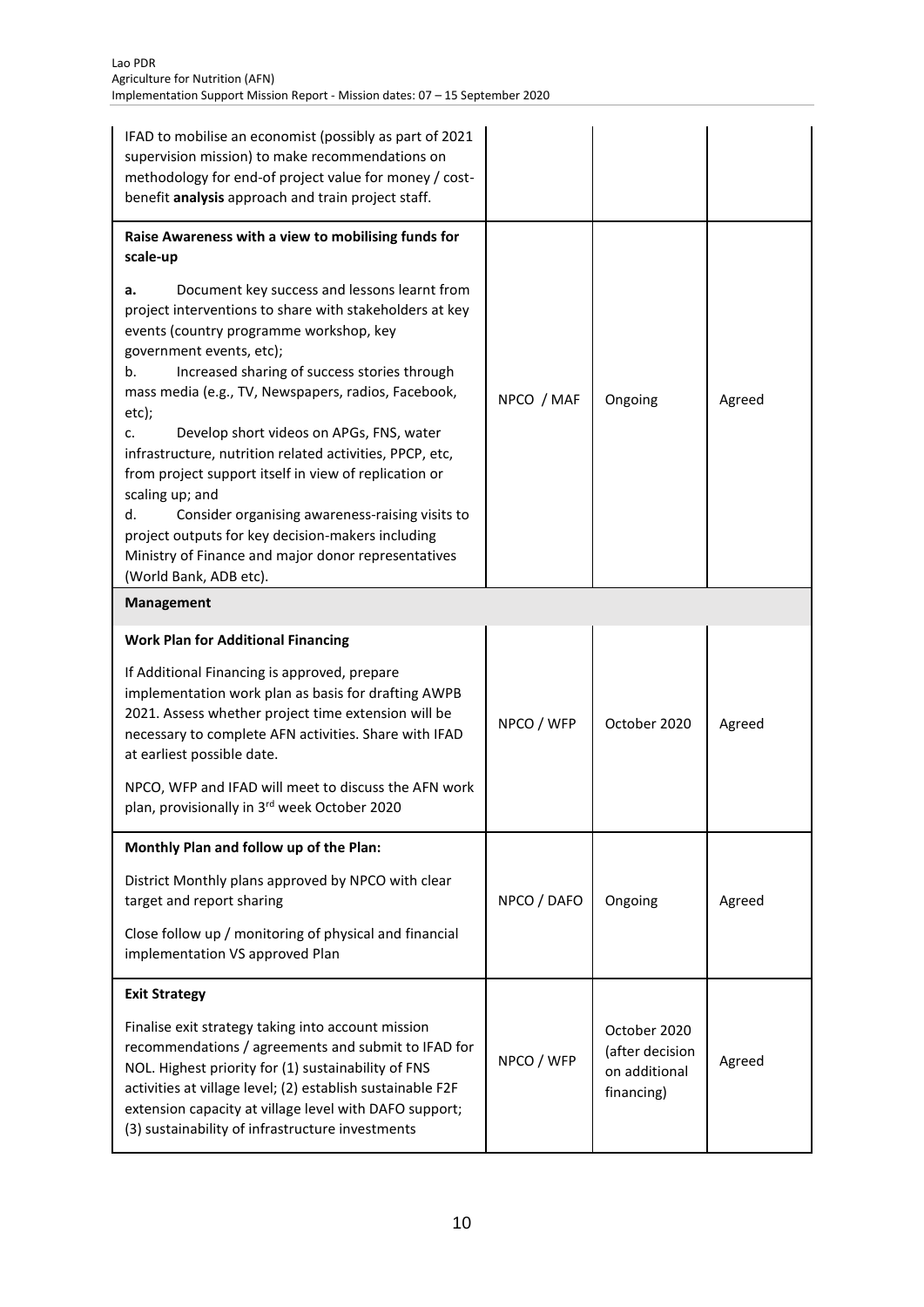| | | | |
|---|---|---|---|
| IFAD to mobilise an economist (possibly as part of 2021 supervision mission) to make recommendations on methodology for end-of project value for money / cost-benefit **analysis** approach and train project staff. | | | |
| **Raise Awareness with a view to mobilising funds for scale-up**<br><br>**a.** Document key success and lessons learnt from project interventions to share with stakeholders at key events (country programme workshop, key government events, etc);<br>b. Increased sharing of success stories through mass media (e.g., TV, Newspapers, radios, Facebook, etc);<br>c. Develop short videos on APGs, FNS, water infrastructure, nutrition related activities, PPCP, etc, from project support itself in view of replication or scaling up; and<br>d. Consider organising awareness-raising visits to project outputs for key decision-makers including Ministry of Finance and major donor representatives (World Bank, ADB etc). | NPCO / MAF | Ongoing | Agreed |
| **Management** | | | |
| **Work Plan for Additional Financing**<br><br>If Additional Financing is approved, prepare implementation work plan as basis for drafting AWPB 2021. Assess whether project time extension will be necessary to complete AFN activities. Share with IFAD at earliest possible date.<br><br>NPCO, WFP and IFAD will meet to discuss the AFN work plan, provisionally in 3rd week October 2020 | NPCO / WFP | October 2020 | Agreed |
| **Monthly Plan and follow up of the Plan:**<br><br>District Monthly plans approved by NPCO with clear target and report sharing<br><br>Close follow up / monitoring of physical and financial implementation VS approved Plan | NPCO / DAFO | Ongoing | Agreed |
| **Exit Strategy**<br><br>Finalise exit strategy taking into account mission recommendations / agreements and submit to IFAD for NOL. Highest priority for (1) sustainability of FNS activities at village level; (2) establish sustainable F2F extension capacity at village level with DAFO support; (3) sustainability of infrastructure investments | NPCO / WFP | October 2020 (after decision on additional financing) | Agreed |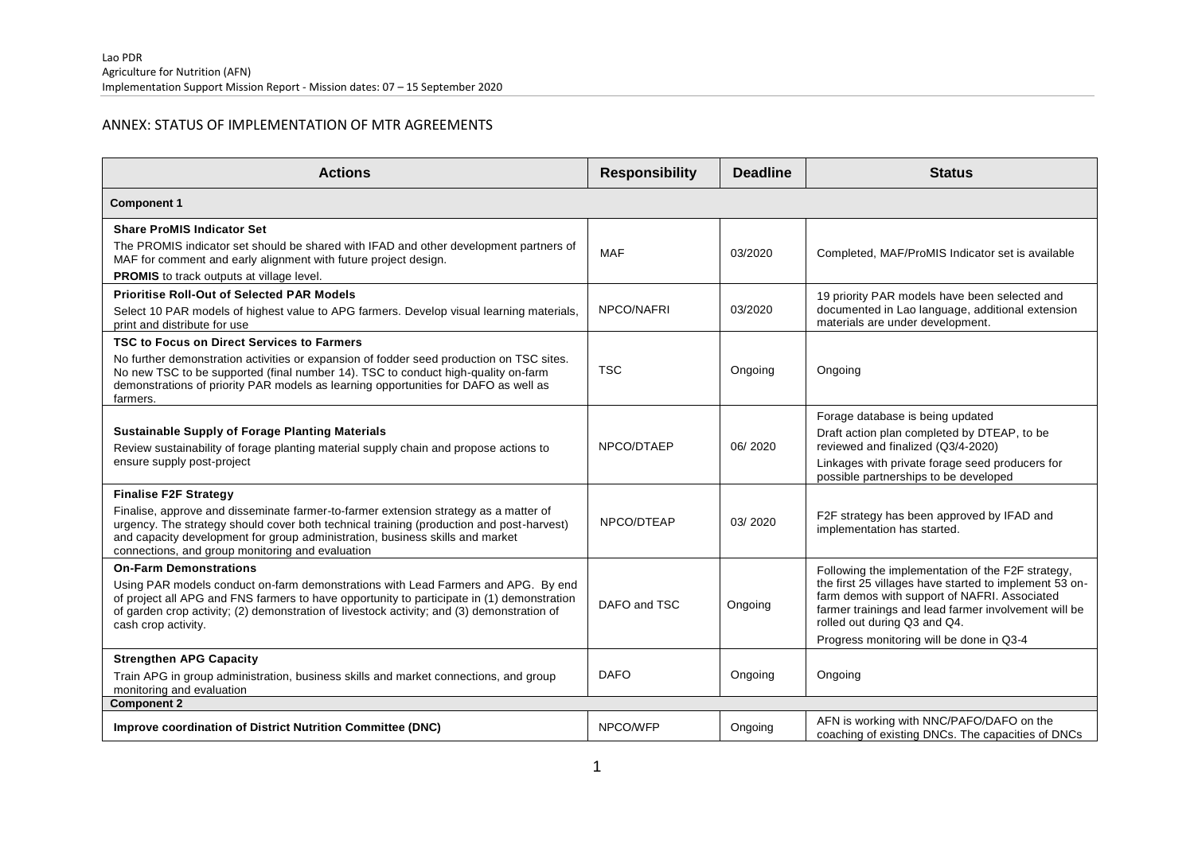## ANNEX: STATUS OF IMPLEMENTATION OF MTR AGREEMENTS

| Actions | Responsibility | Deadline | Status |
|---|---|---|---|
| **Component 1** | | | |
| **Share ProMIS Indicator Set**<br>The PROMIS indicator set should be shared with IFAD and other development partners of MAF for comment and early alignment with future project design.<br>**PROMIS** to track outputs at village level. | MAF | 03/2020 | Completed, MAF/ProMIS Indicator set is available |
| **Prioritise Roll-Out of Selected PAR Models**<br>Select 10 PAR models of highest value to APG farmers. Develop visual learning materials, print and distribute for use | NPCO/NAFRI | 03/2020 | 19 priority PAR models have been selected and documented in Lao language, additional extension materials are under development. |
| **TSC to Focus on Direct Services to Farmers**<br>No further demonstration activities or expansion of fodder seed production on TSC sites. No new TSC to be supported (final number 14). TSC to conduct high-quality on-farm demonstrations of priority PAR models as learning opportunities for DAFO as well as farmers. | TSC | Ongoing | Ongoing |
| **Sustainable Supply of Forage Planting Materials**<br>Review sustainability of forage planting material supply chain and propose actions to ensure supply post-project | NPCO/DTEAP | 06/ 2020 | Forage database is being updated<br>Draft action plan completed by DTEAP, to be reviewed and finalized (Q3/4-2020)<br>Linkages with private forage seed producers for possible partnerships to be developed |
| **Finalise F2F Strategy**<br>Finalise, approve and disseminate farmer-to-farmer extension strategy as a matter of urgency. The strategy should cover both technical training (production and post-harvest) and capacity development for group administration, business skills and market connections, and group monitoring and evaluation | NPCO/DTEAP | 03/ 2020 | F2F strategy has been approved by IFAD and implementation has started. |
| **On-Farm Demonstrations**<br>Using PAR models conduct on-farm demonstrations with Lead Farmers and APG. By end of project all APG and FNS farmers to have opportunity to participate in (1) demonstration of garden crop activity; (2) demonstration of livestock activity; and (3) demonstration of cash crop activity. | DAFO and TSC | Ongoing | Following the implementation of the F2F strategy, the first 25 villages have started to implement 53 on-farm demos with support of NAFRI. Associated farmer trainings and lead farmer involvement will be rolled out during Q3 and Q4.<br>Progress monitoring will be done in Q3-4 |
| **Strengthen APG Capacity**<br>Train APG in group administration, business skills and market connections, and group monitoring and evaluation | DAFO | Ongoing | Ongoing |
| **Component 2** | | | |
| **Improve coordination of District Nutrition Committee (DNC)** | NPCO/WFP | Ongoing | AFN is working with NNC/PAFO/DAFO on the coaching of existing DNCs. The capacities of DNCs |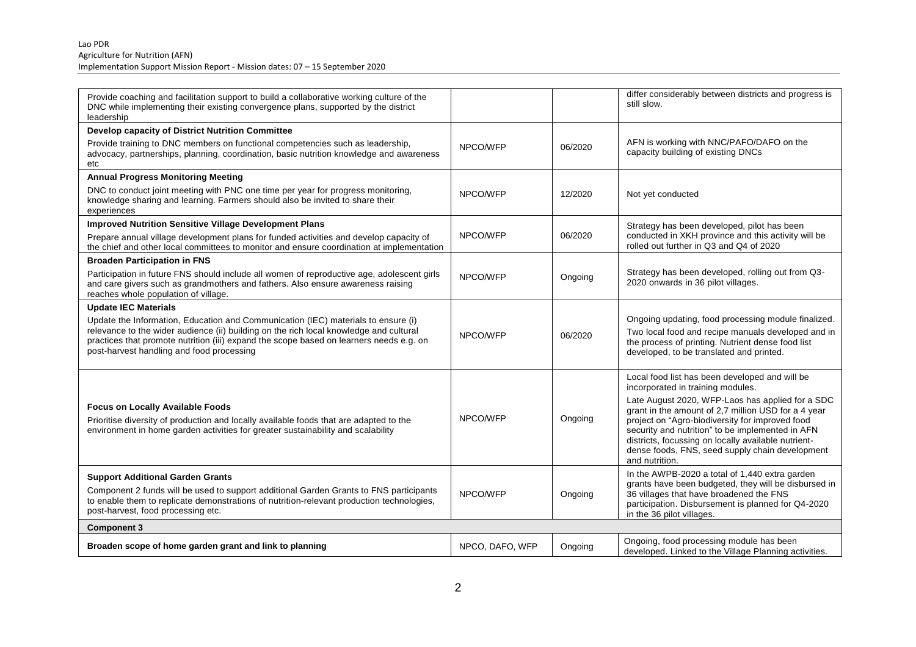| | | | |
|---|---|---|---|
| Provide coaching and facilitation support to build a collaborative working culture of the DNC while implementing their existing convergence plans, supported by the district leadership | | | differ considerably between districts and progress is still slow. |
| **Develop capacity of District Nutrition Committee**<br>Provide training to DNC members on functional competencies such as leadership, advocacy, partnerships, planning, coordination, basic nutrition knowledge and awareness etc | NPCO/WFP | 06/2020 | AFN is working with NNC/PAFO/DAFO on the capacity building of existing DNCs |
| **Annual Progress Monitoring Meeting**<br>DNC to conduct joint meeting with PNC one time per year for progress monitoring, knowledge sharing and learning. Farmers should also be invited to share their experiences | NPCO/WFP | 12/2020 | Not yet conducted |
| **Improved Nutrition Sensitive Village Development Plans**<br>Prepare annual village development plans for funded activities and develop capacity of the chief and other local committees to monitor and ensure coordination at implementation | NPCO/WFP | 06/2020 | Strategy has been developed, pilot has been conducted in XKH province and this activity will be rolled out further in Q3 and Q4 of 2020 |
| **Broaden Participation in FNS**<br>Participation in future FNS should include all women of reproductive age, adolescent girls and care givers such as grandmothers and fathers. Also ensure awareness raising reaches whole population of village. | NPCO/WFP | Ongoing | Strategy has been developed, rolling out from Q3-2020 onwards in 36 pilot villages. |
| **Update IEC Materials**<br>Update the Information, Education and Communication (IEC) materials to ensure (i) relevance to the wider audience (ii) building on the rich local knowledge and cultural practices that promote nutrition (iii) expand the scope based on learners needs e.g. on post-harvest handling and food processing | NPCO/WFP | 06/2020 | Ongoing updating, food processing module finalized.<br>Two local food and recipe manuals developed and in the process of printing. Nutrient dense food list developed, to be translated and printed. |
| **Focus on Locally Available Foods**<br>Prioritise diversity of production and locally available foods that are adapted to the environment in home garden activities for greater sustainability and scalability | NPCO/WFP | Ongoing | Local food list has been developed and will be incorporated in training modules.<br>Late August 2020, WFP-Laos has applied for a SDC grant in the amount of 2,7 million USD for a 4 year project on "Agro-biodiversity for improved food security and nutrition" to be implemented in AFN districts, focussing on locally available nutrient-dense foods, FNS, seed supply chain development and nutrition. |
| **Support Additional Garden Grants**<br>Component 2 funds will be used to support additional Garden Grants to FNS participants to enable them to replicate demonstrations of nutrition-relevant production technologies, post-harvest, food processing etc. | NPCO/WFP | Ongoing | In the AWPB-2020 a total of 1,440 extra garden grants have been budgeted, they will be disbursed in 36 villages that have broadened the FNS participation. Disbursement is planned for Q4-2020 in the 36 pilot villages. |
| **Component 3** | | | |
| **Broaden scope of home garden grant and link to planning** | NPCO, DAFO, WFP | Ongoing | Ongoing, food processing module has been developed. Linked to the Village Planning activities. |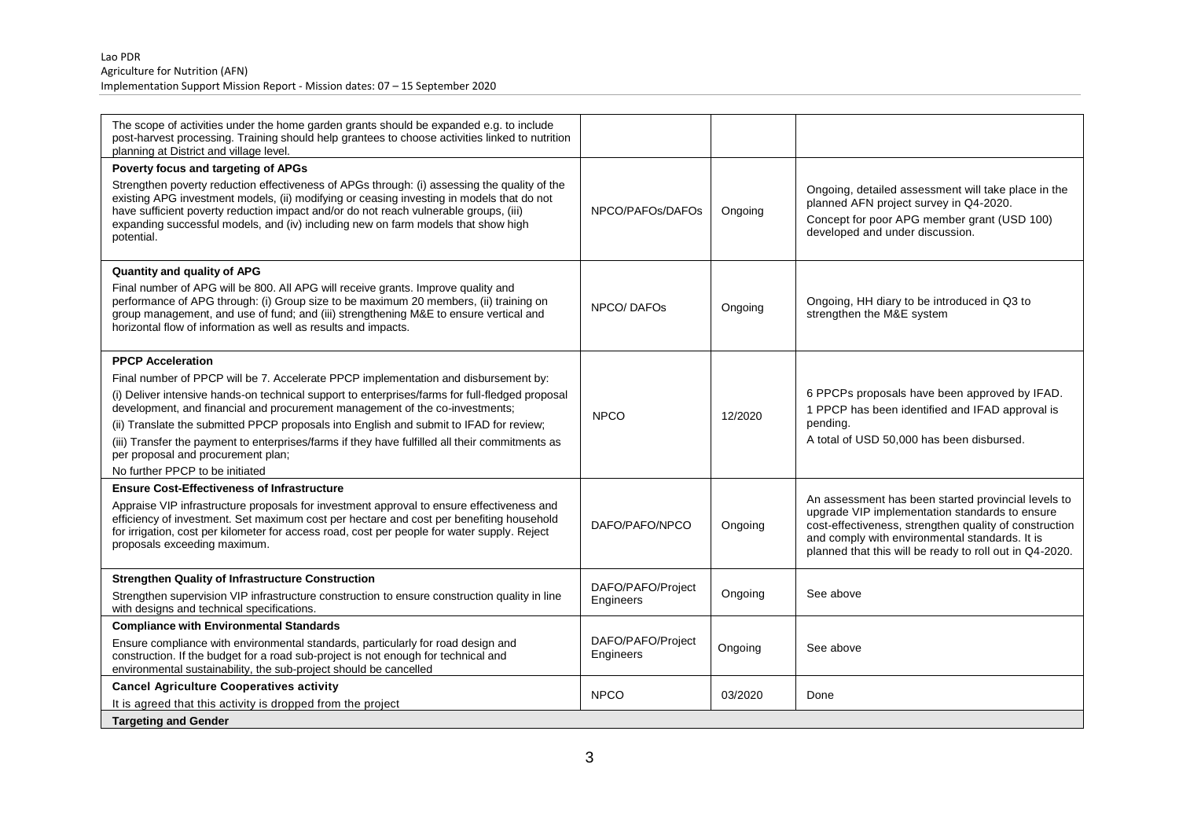| | | | |
|---|---|---|---|
| The scope of activities under the home garden grants should be expanded e.g. to include post-harvest processing. Training should help grantees to choose activities linked to nutrition planning at District and village level. | | | |
| **Poverty focus and targeting of APGs**<br>Strengthen poverty reduction effectiveness of APGs through: (i) assessing the quality of the existing APG investment models, (ii) modifying or ceasing investing in models that do not have sufficient poverty reduction impact and/or do not reach vulnerable groups, (iii) expanding successful models, and (iv) including new on farm models that show high potential. | NPCO/PAFOs/DAFOs | Ongoing | Ongoing, detailed assessment will take place in the planned AFN project survey in Q4-2020.<br>Concept for poor APG member grant (USD 100) developed and under discussion. |
| **Quantity and quality of APG**<br>Final number of APG will be 800. All APG will receive grants. Improve quality and performance of APG through: (i) Group size to be maximum 20 members, (ii) training on group management, and use of fund; and (iii) strengthening M&E to ensure vertical and horizontal flow of information as well as results and impacts. | NPCO/ DAFOs | Ongoing | Ongoing, HH diary to be introduced in Q3 to strengthen the M&E system |
| **PPCP Acceleration**<br>Final number of PPCP will be 7. Accelerate PPCP implementation and disbursement by:<br>(i) Deliver intensive hands-on technical support to enterprises/farms for full-fledged proposal development, and financial and procurement management of the co-investments;<br>(ii) Translate the submitted PPCP proposals into English and submit to IFAD for review;<br>(iii) Transfer the payment to enterprises/farms if they have fulfilled all their commitments as per proposal and procurement plan;<br>No further PPCP to be initiated | NPCO | 12/2020 | 6 PPCPs proposals have been approved by IFAD.<br>1 PPCP has been identified and IFAD approval is pending.<br>A total of USD 50,000 has been disbursed. |
| **Ensure Cost-Effectiveness of Infrastructure**<br>Appraise VIP infrastructure proposals for investment approval to ensure effectiveness and efficiency of investment. Set maximum cost per hectare and cost per benefiting household for irrigation, cost per kilometer for access road, cost per people for water supply. Reject proposals exceeding maximum. | DAFO/PAFO/NPCO | Ongoing | An assessment has been started provincial levels to upgrade VIP implementation standards to ensure cost-effectiveness, strengthen quality of construction and comply with environmental standards. It is planned that this will be ready to roll out in Q4-2020. |
| **Strengthen Quality of Infrastructure Construction**<br>Strengthen supervision VIP infrastructure construction to ensure construction quality in line with designs and technical specifications. | DAFO/PAFO/Project Engineers | Ongoing | See above |
| **Compliance with Environmental Standards**<br>Ensure compliance with environmental standards, particularly for road design and construction. If the budget for a road sub-project is not enough for technical and environmental sustainability, the sub-project should be cancelled | DAFO/PAFO/Project Engineers | Ongoing | See above |
| **Cancel Agriculture Cooperatives activity**<br>It is agreed that this activity is dropped from the project | NPCO | 03/2020 | Done |
| **Targeting and Gender** | | | |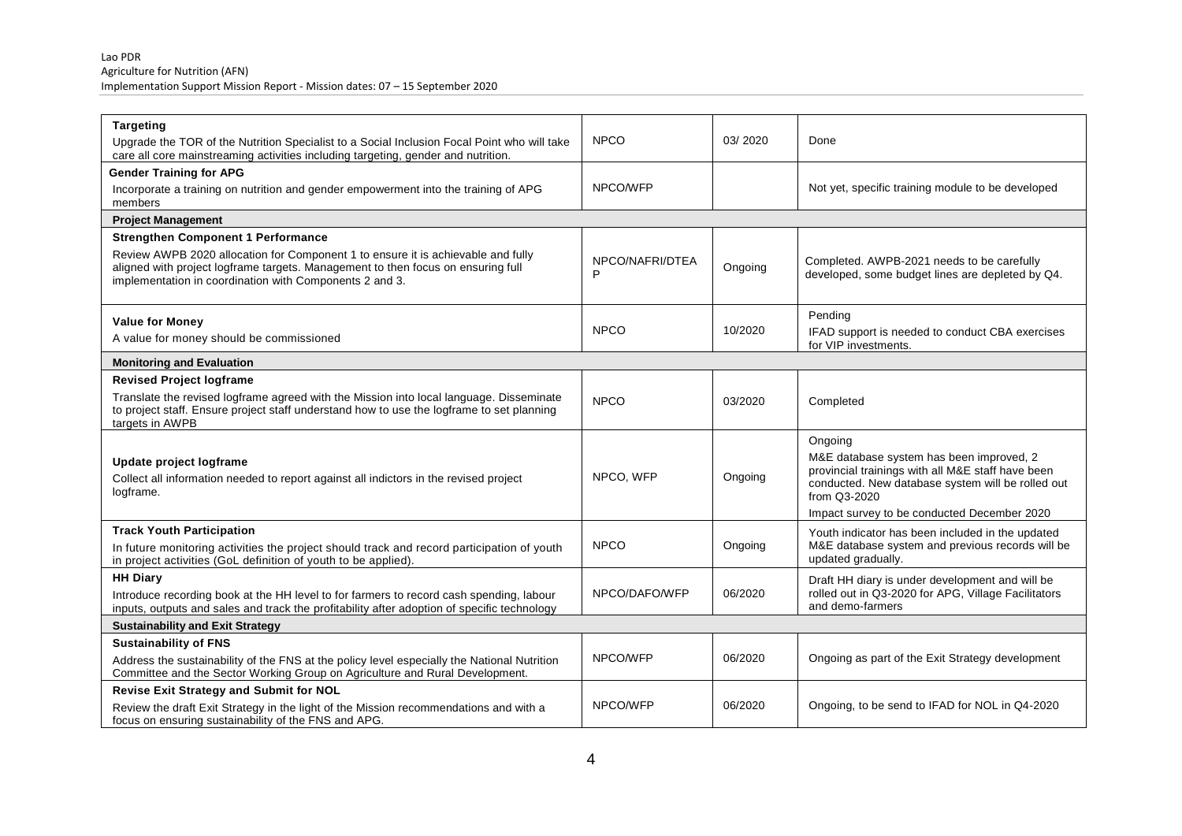| | | | |
|---|---|---|---|
| **Targeting**<br>Upgrade the TOR of the Nutrition Specialist to a Social Inclusion Focal Point who will take care all core mainstreaming activities including targeting, gender and nutrition. | NPCO | 03/ 2020 | Done |
| **Gender Training for APG**<br>Incorporate a training on nutrition and gender empowerment into the training of APG members | NPCO/WFP | | Not yet, specific training module to be developed |
| **Project Management** | | | |
| **Strengthen Component 1 Performance**<br>Review AWPB 2020 allocation for Component 1 to ensure it is achievable and fully aligned with project logframe targets. Management to then focus on ensuring full implementation in coordination with Components 2 and 3. | NPCO/NAFRI/DTEAP | Ongoing | Completed. AWPB-2021 needs to be carefully developed, some budget lines are depleted by Q4. |
| **Value for Money**<br>A value for money should be commissioned | NPCO | 10/2020 | Pending<br>IFAD support is needed to conduct CBA exercises for VIP investments. |
| **Monitoring and Evaluation** | | | |
| **Revised Project logframe**<br>Translate the revised logframe agreed with the Mission into local language. Disseminate to project staff. Ensure project staff understand how to use the logframe to set planning targets in AWPB | NPCO | 03/2020 | Completed |
| **Update project logframe**<br>Collect all information needed to report against all indictors in the revised project logframe. | NPCO, WFP | Ongoing | Ongoing<br>M&E database system has been improved, 2 provincial trainings with all M&E staff have been conducted. New database system will be rolled out from Q3-2020<br>Impact survey to be conducted December 2020 |
| **Track Youth Participation**<br>In future monitoring activities the project should track and record participation of youth in project activities (GoL definition of youth to be applied). | NPCO | Ongoing | Youth indicator has been included in the updated M&E database system and previous records will be updated gradually. |
| **HH Diary**<br>Introduce recording book at the HH level to for farmers to record cash spending, labour inputs, outputs and sales and track the profitability after adoption of specific technology | NPCO/DAFO/WFP | 06/2020 | Draft HH diary is under development and will be rolled out in Q3-2020 for APG, Village Facilitators and demo-farmers |
| **Sustainability and Exit Strategy** | | | |
| **Sustainability of FNS**<br>Address the sustainability of the FNS at the policy level especially the National Nutrition Committee and the Sector Working Group on Agriculture and Rural Development. | NPCO/WFP | 06/2020 | Ongoing as part of the Exit Strategy development |
| **Revise Exit Strategy and Submit for NOL**<br>Review the draft Exit Strategy in the light of the Mission recommendations and with a focus on ensuring sustainability of the FNS and APG. | NPCO/WFP | 06/2020 | Ongoing, to be send to IFAD for NOL in Q4-2020 |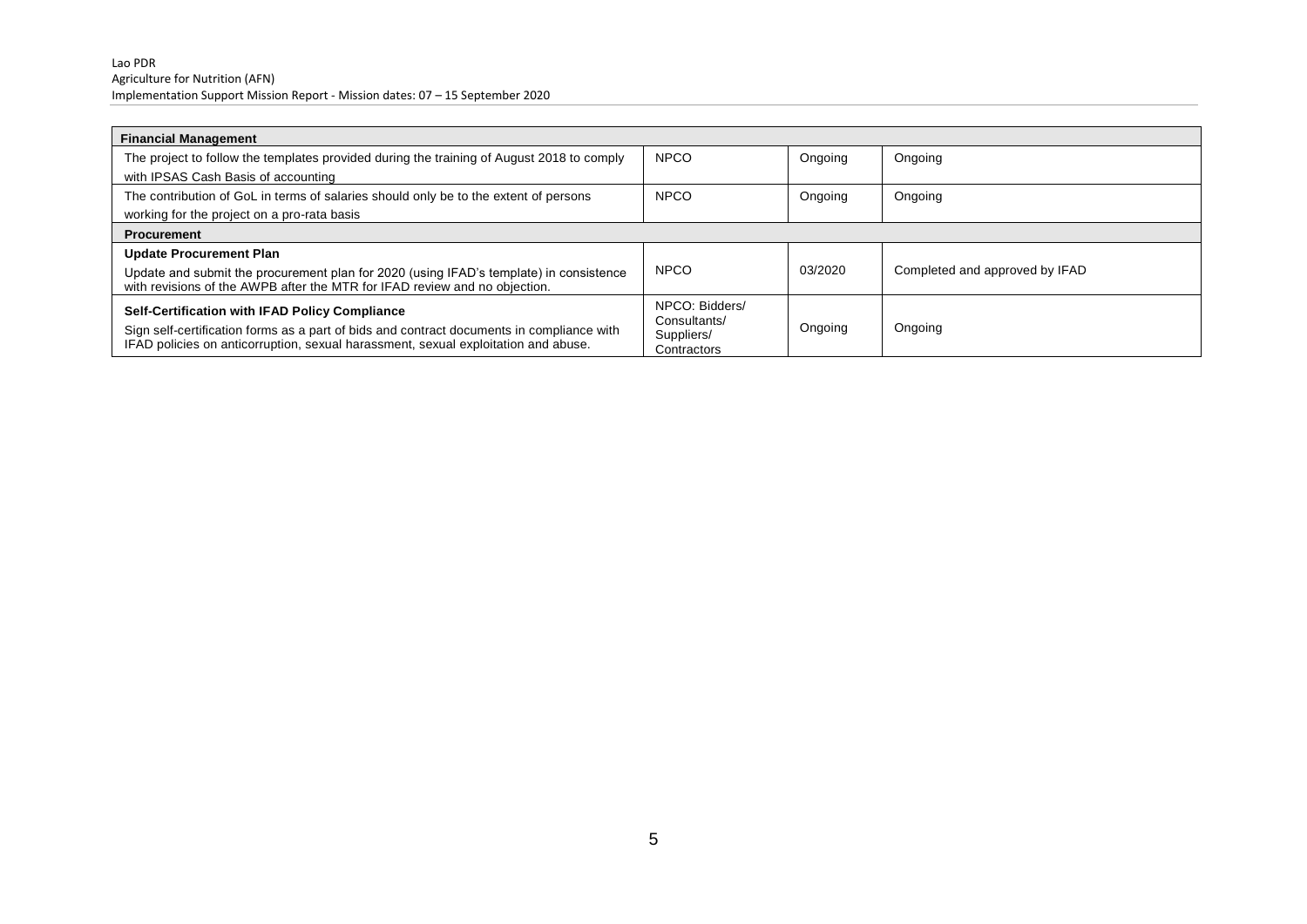| | | | |
|---|---|---|---|
| **Financial Management** | | | |
| The project to follow the templates provided during the training of August 2018 to comply with IPSAS Cash Basis of accounting | NPCO | Ongoing | Ongoing |
| The contribution of GoL in terms of salaries should only be to the extent of persons working for the project on a pro-rata basis | NPCO | Ongoing | Ongoing |
| **Procurement** | | | |
| **Update Procurement Plan**<br>Update and submit the procurement plan for 2020 (using IFAD's template) in consistence with revisions of the AWPB after the MTR for IFAD review and no objection. | NPCO | 03/2020 | Completed and approved by IFAD |
| **Self-Certification with IFAD Policy Compliance**<br>Sign self-certification forms as a part of bids and contract documents in compliance with IFAD policies on anticorruption, sexual harassment, sexual exploitation and abuse. | NPCO: Bidders/ Consultants/ Suppliers/ Contractors | Ongoing | Ongoing |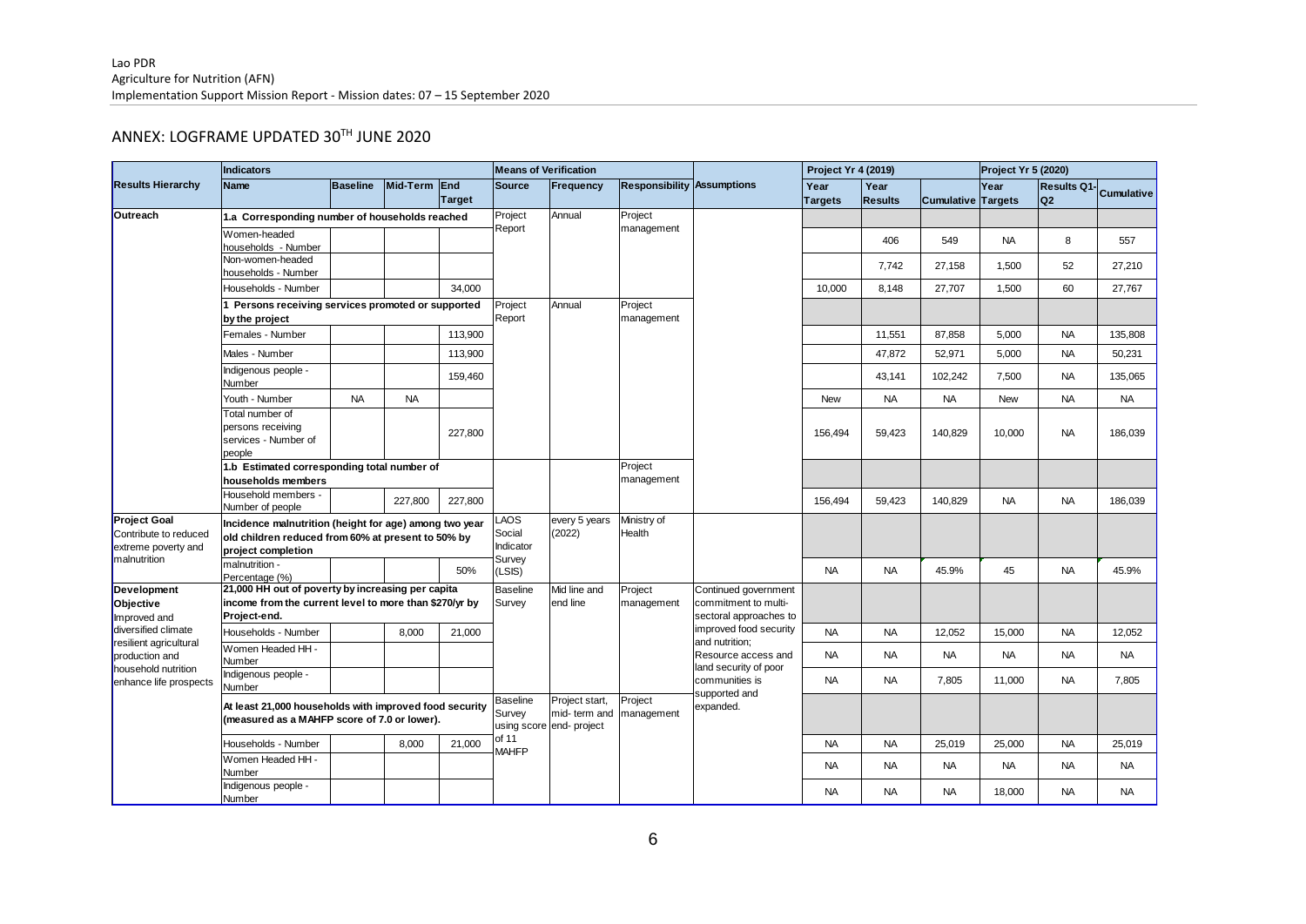## ANNEX: LOGFRAME UPDATED 30[TH] JUNE 2020

| Results Hierarchy | Indicators | | | | Means of Verification | | | Assumptions | Project Yr 4 (2019) | | | Project Yr 5 (2020) | | |
|---|---|---|---|---|---|---|---|---|---|---|---|---|---|---|
| | Name | Baseline | Mid-Term | End Target | Source | Frequency | Responsibility | | Year Targets | Year Results | Cumulative | Year Targets | Results Q1-Q2 | Cumulative |
| **Outreach** | **1.a Corresponding number of households reached** | | | | Project Report | Annual | Project management | | | | | | | |
| | Women-headed households - Number | | | | | | | | | 406 | 549 | NA | 8 | 557 |
| | Non-women-headed households - Number | | | | | | | | | 7,742 | 27,158 | 1,500 | 52 | 27,210 |
| | Households - Number | | | 34,000 | | | | | 10,000 | 8,148 | 27,707 | 1,500 | 60 | 27,767 |
| | **1 Persons receiving services promoted or supported by the project** | | | | Project Report | Annual | Project management | | | | | | | |
| | Females - Number | | | 113,900 | | | | | | 11,551 | 87,858 | 5,000 | NA | 135,808 |
| | Males - Number | | | 113,900 | | | | | | 47,872 | 52,971 | 5,000 | NA | 50,231 |
| | Indigenous people - Number | | | 159,460 | | | | | | 43,141 | 102,242 | 7,500 | NA | 135,065 |
| | Youth - Number | NA | NA | | | | | | New | NA | NA | New | NA | NA |
| | Total number of persons receiving services - Number of people | | | 227,800 | | | | | 156,494 | 59,423 | 140,829 | 10,000 | NA | 186,039 |
| | **1.b Estimated corresponding total number of households members** | | | | | | Project management | | | | | | | |
| | Household members - Number of people | | 227,800 | 227,800 | | | | | 156,494 | 59,423 | 140,829 | NA | NA | 186,039 |
| **Project Goal** Contribute to reduced extreme poverty and malnutrition | **Incidence malnutrition (height for age) among two year old children reduced from 60% at present to 50% by project completion** | | | | LAOS Social Indicator Survey (LSIS) | every 5 years (2022) | Ministry of Health | | | | | | | |
| | malnutrition - Percentage (%) | | | 50% | | | | | NA | NA | 45.9% | 45 | NA | 45.9% |
| **Development Objective** Improved and diversified climate resilient agricultural production and household nutrition enhance life prospects | **21,000 HH out of poverty by increasing per capita income from the current level to more than $270/yr by Project-end.** | | | | Baseline Survey | Mid line and end line | Project management | Continued government commitment to multi-sectoral approaches to improved food security and nutrition; Resource access and land security of poor communities is supported and expanded. | | | | | | |
| | Households - Number | | 8,000 | 21,000 | | | | | NA | NA | 12,052 | 15,000 | NA | 12,052 |
| | Women Headed HH - Number | | | | | | | | NA | NA | NA | NA | NA | NA |
| | Indigenous people - Number | | | | | | | | NA | NA | 7,805 | 11,000 | NA | 7,805 |
| | **At least 21,000 households with improved food security (measured as a MAHFP score of 7.0 or lower).** | | | | Baseline Survey using score of 11 MAHFP | Project start, mid- term and end- project | Project management | | | | | | | |
| | Households - Number | | 8,000 | 21,000 | | | | | NA | NA | 25,019 | 25,000 | NA | 25,019 |
| | Women Headed HH - Number | | | | | | | | NA | NA | NA | NA | NA | NA |
| | Indigenous people - Number | | | | | | | | NA | NA | NA | 18,000 | NA | NA |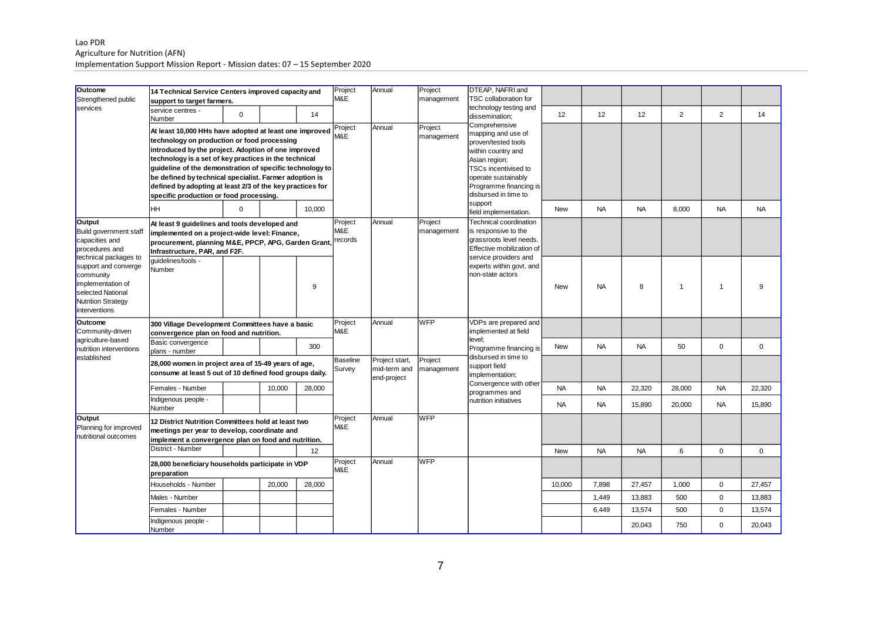| | | | | | | | | | | | | | | |
|---|---|---|---|---|---|---|---|---|---|---|---|---|---|---|
| **Outcome** Strengthened public services | **14 Technical Service Centers improved capacity and support to target farmers.** | | | | Project M&E | Annual | Project management | DTEAP, NAFRI and TSC collaboration for technology testing and dissemination; Comprehensive mapping and use of proven/tested tools within country and Asian region; TSCs incentivised to operate sustainably Programme financing is disbursed in time to support field implementation. | | | | | | |
| | service centres - Number | 0 | | 14 | | | | | 12 | 12 | 12 | 2 | 2 | 14 |
| | **At least 10,000 HHs have adopted at least one improved technology on production or food processing introduced by the project. Adoption of one improved technology is a set of key practices in the technical guideline of the demonstration of specific technology to be defined by technical specialist. Farmer adoption is defined by adopting at least 2/3 of the key practices for specific production or food processing.** | | | | Project M&E | Annual | Project management | | | | | | | |
| | HH | 0 | | 10,000 | | | | | New | NA | NA | 8,000 | NA | NA |
| **Output** Build government staff capacities and procedures and technical packages to support and converge community implementation of selected National Nutrition Strategy interventions | **At least 9 guidelines and tools developed and implemented on a project-wide level: Finance, procurement, planning M&E, PPCP, APG, Garden Grant, Infrastructure, PAR, and F2F.** | | | | Project M&E records | Annual | Project management | Technical coordination is responsive to the grassroots level needs. Effective mobilization of service providers and experts within govt. and non-state actors | | | | | | |
| | guidelines/tools - Number | | | 9 | | | | | New | NA | 8 | 1 | 1 | 9 |
| **Outcome** Community-driven agriculture-based nutrition interventions established | **300 Village Development Committees have a basic convergence plan on food and nutrition.** | | | | Project M&E | Annual | WFP | VDPs are prepared and implemented at field level; Programme financing is disbursed in time to support field implementation; Convergence with other programmes and nutrition initiatives | | | | | | |
| | Basic convergence plans - number | | | 300 | | | | | New | NA | NA | 50 | 0 | 0 |
| | **28,000 women in project area of 15-49 years of age, consume at least 5 out of 10 defined food groups daily.** | | | | Baseline Survey | Project start, mid-term and end-project | Project management | | | | | | | |
| | Females - Number | | 10,000 | 28,000 | | | | | NA | NA | 22,320 | 28,000 | NA | 22,320 |
| | Indigenous people - Number | | | | | | | | NA | NA | 15,890 | 20,000 | NA | 15,890 |
| **Output** Planning for improved nutritional outcomes | **12 District Nutrition Committees hold at least two meetings per year to develop, coordinate and implement a convergence plan on food and nutrition.** | | | | Project M&E | Annual | WFP | | | | | | | |
| | District - Number | | | 12 | | | | | New | NA | NA | 6 | 0 | 0 |
| | **28,000 beneficiary households participate in VDP preparation** | | | | Project M&E | Annual | WFP | | | | | | | |
| | Households - Number | | 20,000 | 28,000 | | | | | 10,000 | 7,898 | 27,457 | 1,000 | 0 | 27,457 |
| | Males - Number | | | | | | | | | 1,449 | 13,883 | 500 | 0 | 13,883 |
| | Females - Number | | | | | | | | | 6,449 | 13,574 | 500 | 0 | 13,574 |
| | Indigenous people - Number | | | | | | | | | | 20,043 | 750 | 0 | 20,043 |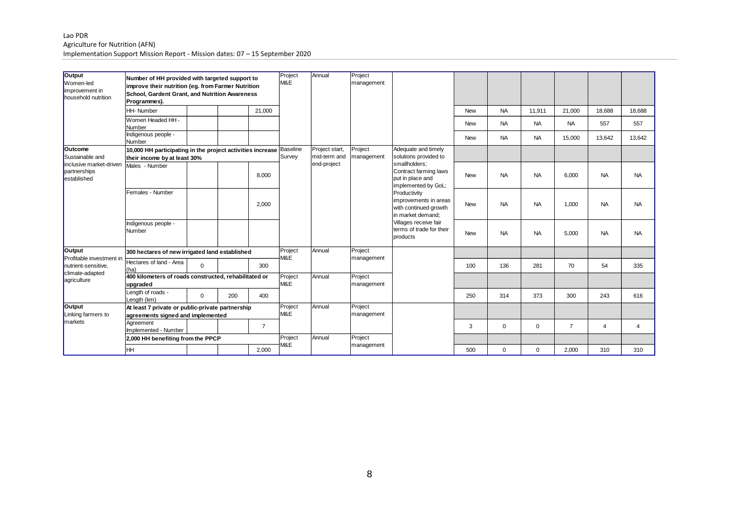| | | | | | | | | | | | | | | | |
|---|---|---|---|---|---|---|---|---|---|---|---|---|---|---|---|
| **Output** Women-led improvement in household nutrition | **Number of HH provided with targeted support to improve their nutrition (eg. from Farmer Nutrition School, Gardent Grant, and Nutrition Awareness Programmes).** | | | | Project M&E | Annual | Project management | | | | | | | | |
| | HH- Number | | | 21,000 | | | | | New | NA | 11,911 | 21,000 | 18,688 | 18,688 |
| | Women Headed HH - Number | | | | | | | | New | NA | NA | NA | 557 | 557 |
| | Indigenous people - Number | | | | | | | | New | NA | NA | 15,000 | 13,642 | 13,642 |
| **Outcome** Sustainable and inclusive market-driven partnerships established | **10,000 HH participating in the project activities increase their income by at least 30%** | | | | Baseline Survey | Project start, mid-term and end-project | Project management | Adequate and timely solutions provided to smallholders; Contract farming laws put in place and implemented by GoL; Productivity improvements in areas with continued growth in market demand; Villages receive fair terms of trade for their products | | | | | | |
| | Males - Number | | | 8,000 | | | | | New | NA | NA | 6,000 | NA | NA |
| | Females - Number | | | 2,000 | | | | | New | NA | NA | 1,000 | NA | NA |
| | Indigenous people - Number | | | | | | | | New | NA | NA | 5,000 | NA | NA |
| **Output** Profitable investment in nutrient-sensitive, climate-adapted agriculture | **300 hectares of new irrigated land established** | | | | Project M&E | Annual | Project management | | | | | | | |
| | Hectares of land - Area (ha) | 0 | | 300 | | | | | 100 | 136 | 281 | 70 | 54 | 335 |
| | **400 kilometers of roads constructed, rehabilitated or upgraded** | | | | Project M&E | Annual | Project management | | | | | | | |
| | Length of roads - Length (km) | 0 | 200 | 400 | | | | | 250 | 314 | 373 | 300 | 243 | 616 |
| **Output** Linking farmers to markets | **At least 7 private or public-private partnership agreements signed and implemented** | | | | Project M&E | Annual | Project management | | | | | | | |
| | Agreement Implemented - Number | | | 7 | | | | | 3 | 0 | 0 | 7 | 4 | 4 |
| | **2,000 HH benefiting from the PPCP** | | | | Project M&E | Annual | Project management | | | | | | | |
| | HH | | | 2,000 | | | | | 500 | 0 | 0 | 2,000 | 310 | 310 |